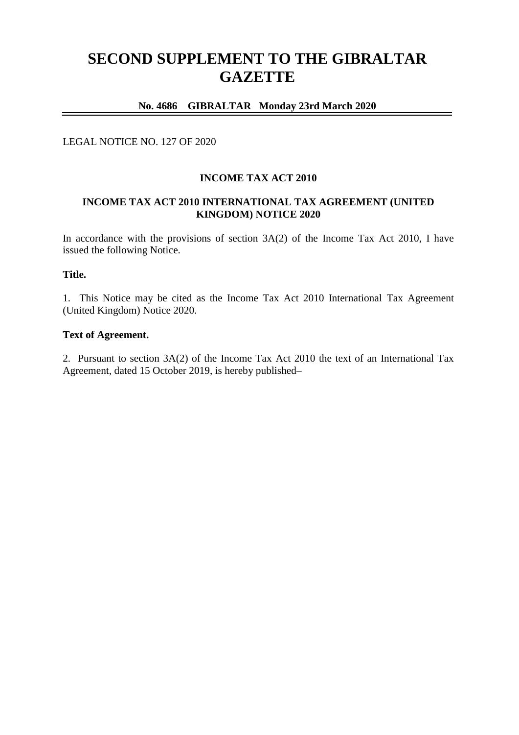# SECOND SUPPLEMENT TO THE GIBRALTAR GAZETTE

**No. 4686 GIBRALTAR Monday 23rd March 2020**

LEGAL NOTICE NO. 127 OF 2020

**INCOME TAX ACT 2010**

**INCOME TAX ACT 2010 INTERNATIONAL TAX AGREEMENT (UNITED KINGDOM) NOTICE 2020**

In accordance with the provisions of section 3A(2) of the Income Tax Act 2010, I have issued the following Notice.

**Title.**

1. This Notice may be cited as the Income Tax Act 2010 International Tax Agreement (United Kingdom) Notice 2020.

**Text of Agreement.**

2. Pursuant to section 3A(2) of the Income Tax Act 2010 the text of an International Tax Agreement, dated 15 October 2019, is hereby published–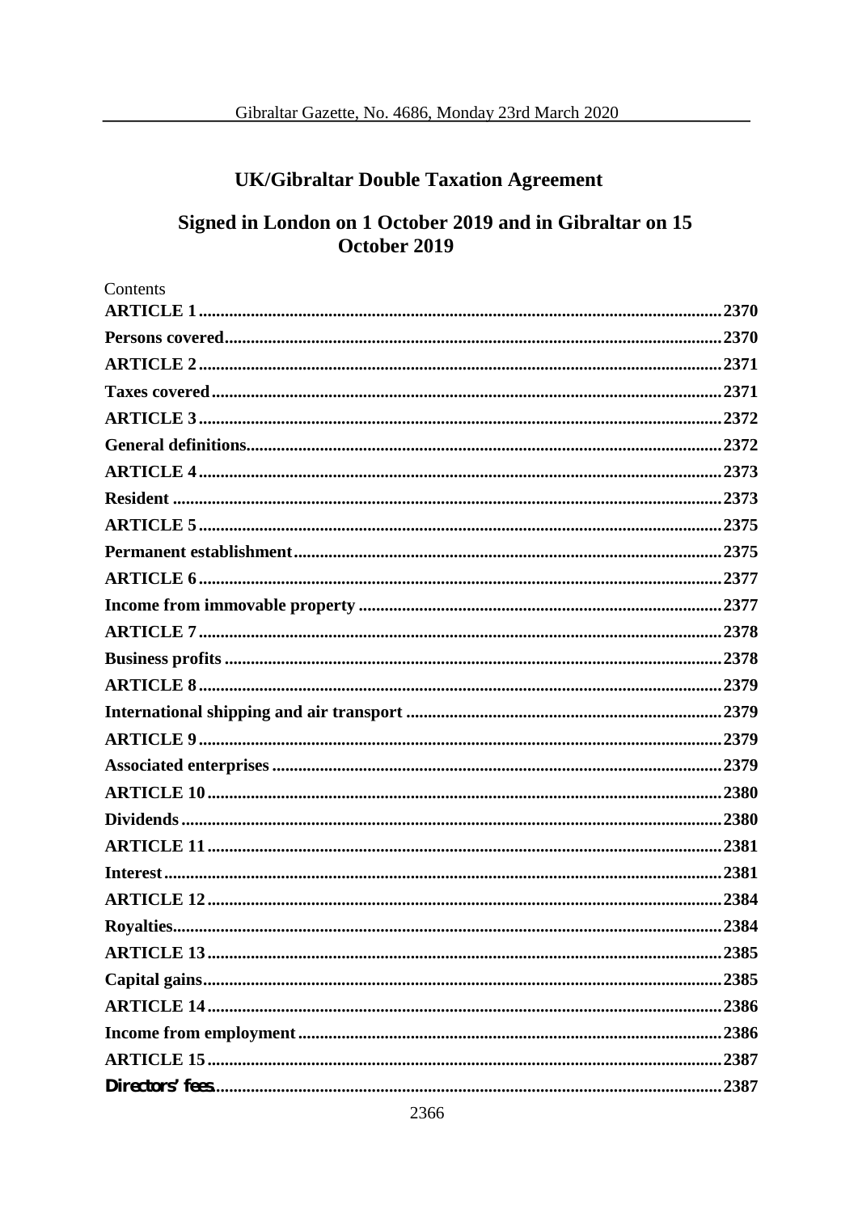# UK/Gibraltar Double Taxation Agreement

## Signed in London on 1 October 2019 and in Gibraltar on 15 October 2019

Contents

**ARTICLE 1** .......... **2370**

**Persons covered** .......... **2370**

**ARTICLE 2** .......... **2371**

**Taxes covered** .......... **2371**

**ARTICLE 3** .......... **2372**

**General definitions** .......... **2372**

**ARTICLE 4** .......... **2373**

**Resident** .......... **2373**

**ARTICLE 5** .......... **2375**

**Permanent establishment** .......... **2375**

**ARTICLE 6** .......... **2377**

**Income from immovable property** .......... **2377**

**ARTICLE 7** .......... **2378**

**Business profits** .......... **2378**

**ARTICLE 8** .......... **2379**

**International shipping and air transport** .......... **2379**

**ARTICLE 9** .......... **2379**

**Associated enterprises** .......... **2379**

**ARTICLE 10** .......... **2380**

**Dividends** .......... **2380**

**ARTICLE 11** .......... **2381**

**Interest** .......... **2381**

**ARTICLE 12** .......... **2384**

**Royalties** .......... **2384**

**ARTICLE 13** .......... **2385**

**Capital gains** .......... **2385**

**ARTICLE 14** .......... **2386**

**Income from employment** .......... **2386**

**ARTICLE 15** .......... **2387**

**Directors' fees** .......... **2387**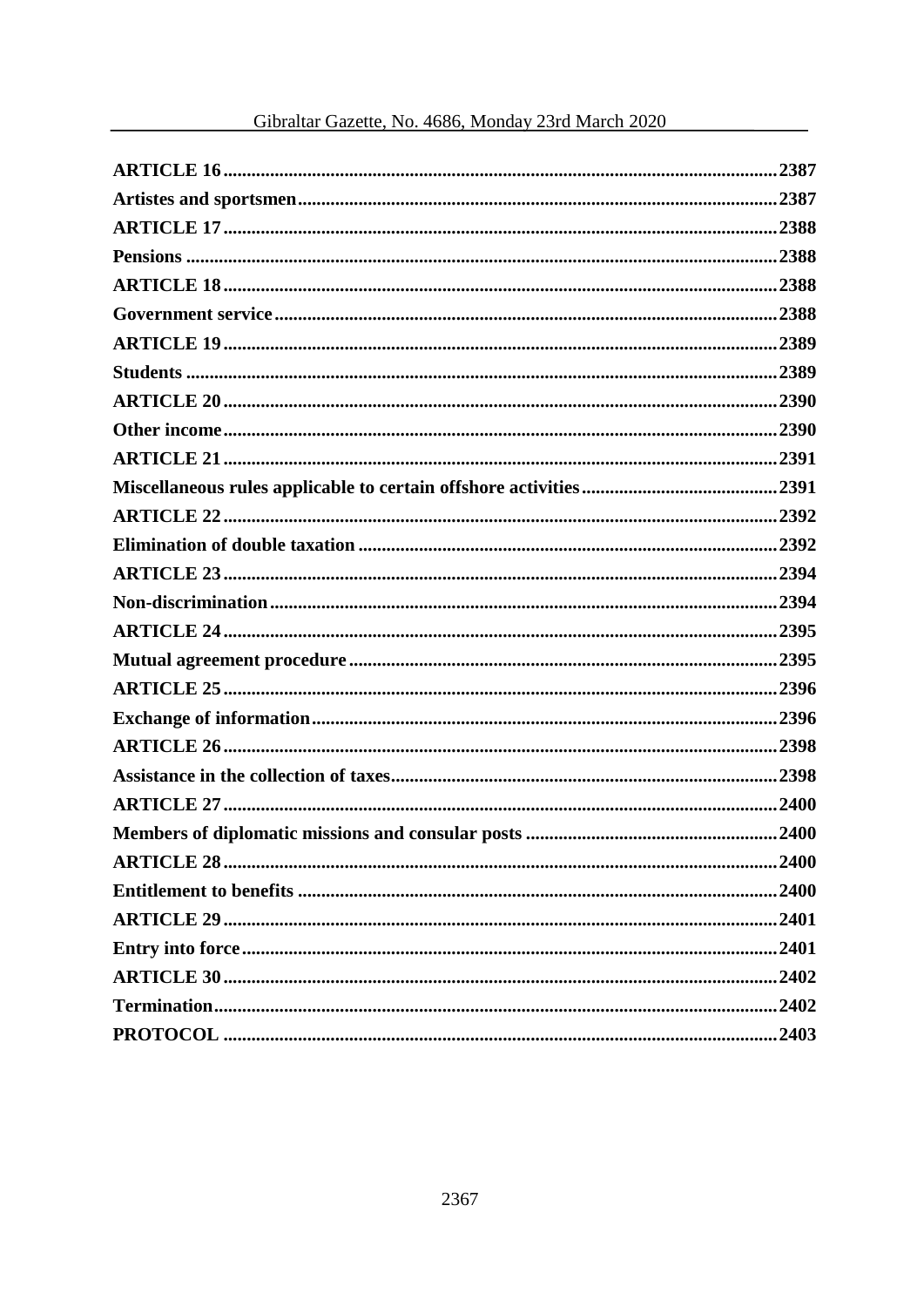**ARTICLE 16** ..... **2387**

**Artistes and sportsmen** ..... **2387**

**ARTICLE 17** ..... **2388**

**Pensions** ..... **2388**

**ARTICLE 18** ..... **2388**

**Government service** ..... **2388**

**ARTICLE 19** ..... **2389**

**Students** ..... **2389**

**ARTICLE 20** ..... **2390**

**Other income** ..... **2390**

**ARTICLE 21** ..... **2391**

**Miscellaneous rules applicable to certain offshore activities** ..... **2391**

**ARTICLE 22** ..... **2392**

**Elimination of double taxation** ..... **2392**

**ARTICLE 23** ..... **2394**

**Non-discrimination** ..... **2394**

**ARTICLE 24** ..... **2395**

**Mutual agreement procedure** ..... **2395**

**ARTICLE 25** ..... **2396**

**Exchange of information** ..... **2396**

**ARTICLE 26** ..... **2398**

**Assistance in the collection of taxes** ..... **2398**

**ARTICLE 27** ..... **2400**

**Members of diplomatic missions and consular posts** ..... **2400**

**ARTICLE 28** ..... **2400**

**Entitlement to benefits** ..... **2400**

**ARTICLE 29** ..... **2401**

**Entry into force** ..... **2401**

**ARTICLE 30** ..... **2402**

**Termination** ..... **2402**

**PROTOCOL** ..... **2403**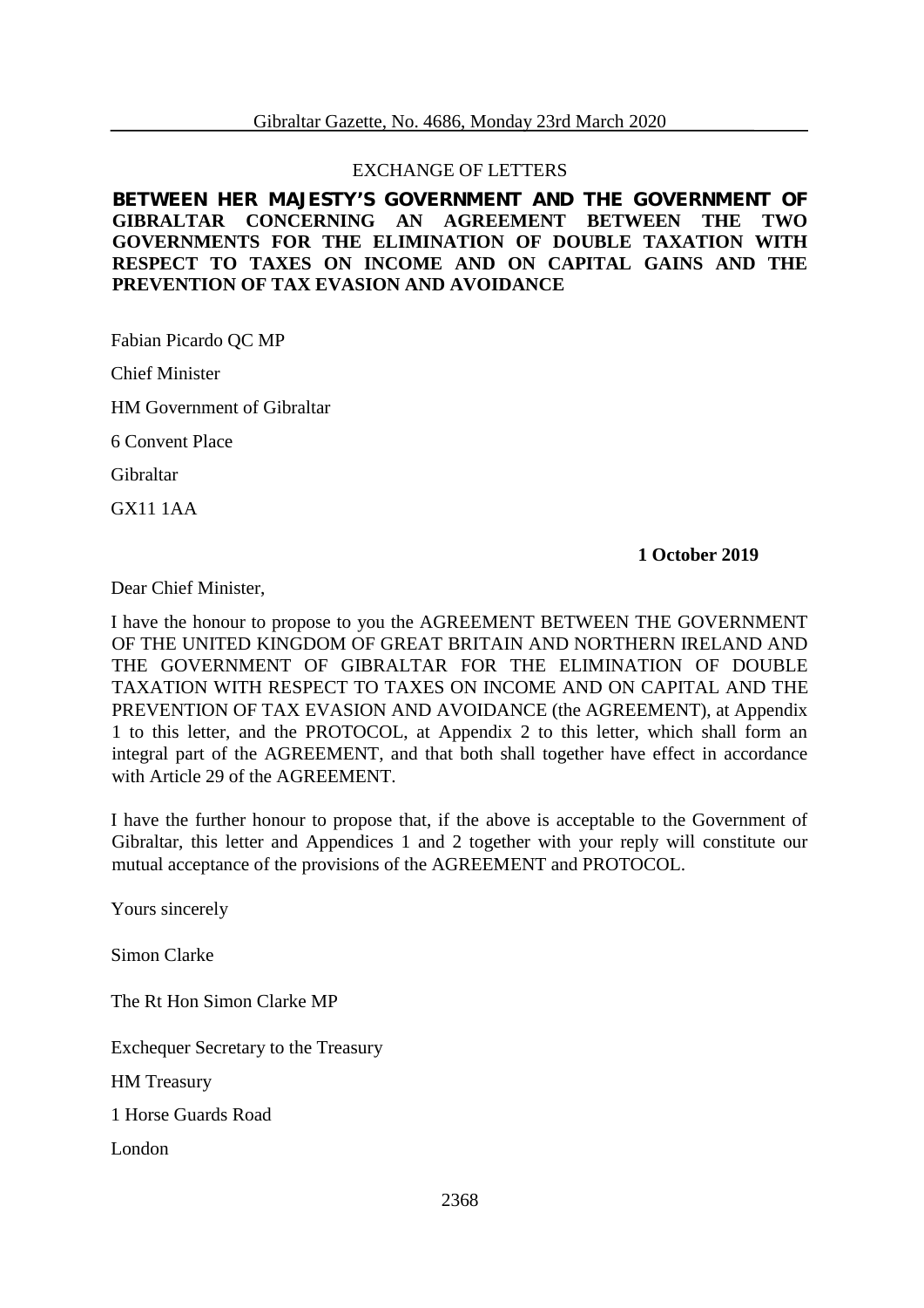EXCHANGE OF LETTERS

**BETWEEN HER MAJESTY'S GOVERNMENT AND THE GOVERNMENT OF GIBRALTAR CONCERNING AN AGREEMENT BETWEEN THE TWO GOVERNMENTS FOR THE ELIMINATION OF DOUBLE TAXATION WITH RESPECT TO TAXES ON INCOME AND ON CAPITAL GAINS AND THE PREVENTION OF TAX EVASION AND AVOIDANCE**

Fabian Picardo QC MP

Chief Minister

HM Government of Gibraltar

6 Convent Place

Gibraltar

GX11 1AA

**1 October 2019**

Dear Chief Minister,

I have the honour to propose to you the AGREEMENT BETWEEN THE GOVERNMENT OF THE UNITED KINGDOM OF GREAT BRITAIN AND NORTHERN IRELAND AND THE GOVERNMENT OF GIBRALTAR FOR THE ELIMINATION OF DOUBLE TAXATION WITH RESPECT TO TAXES ON INCOME AND ON CAPITAL AND THE PREVENTION OF TAX EVASION AND AVOIDANCE (the AGREEMENT), at Appendix 1 to this letter, and the PROTOCOL, at Appendix 2 to this letter, which shall form an integral part of the AGREEMENT, and that both shall together have effect in accordance with Article 29 of the AGREEMENT.

I have the further honour to propose that, if the above is acceptable to the Government of Gibraltar, this letter and Appendices 1 and 2 together with your reply will constitute our mutual acceptance of the provisions of the AGREEMENT and PROTOCOL.

Yours sincerely

Simon Clarke

The Rt Hon Simon Clarke MP

Exchequer Secretary to the Treasury

HM Treasury

1 Horse Guards Road

London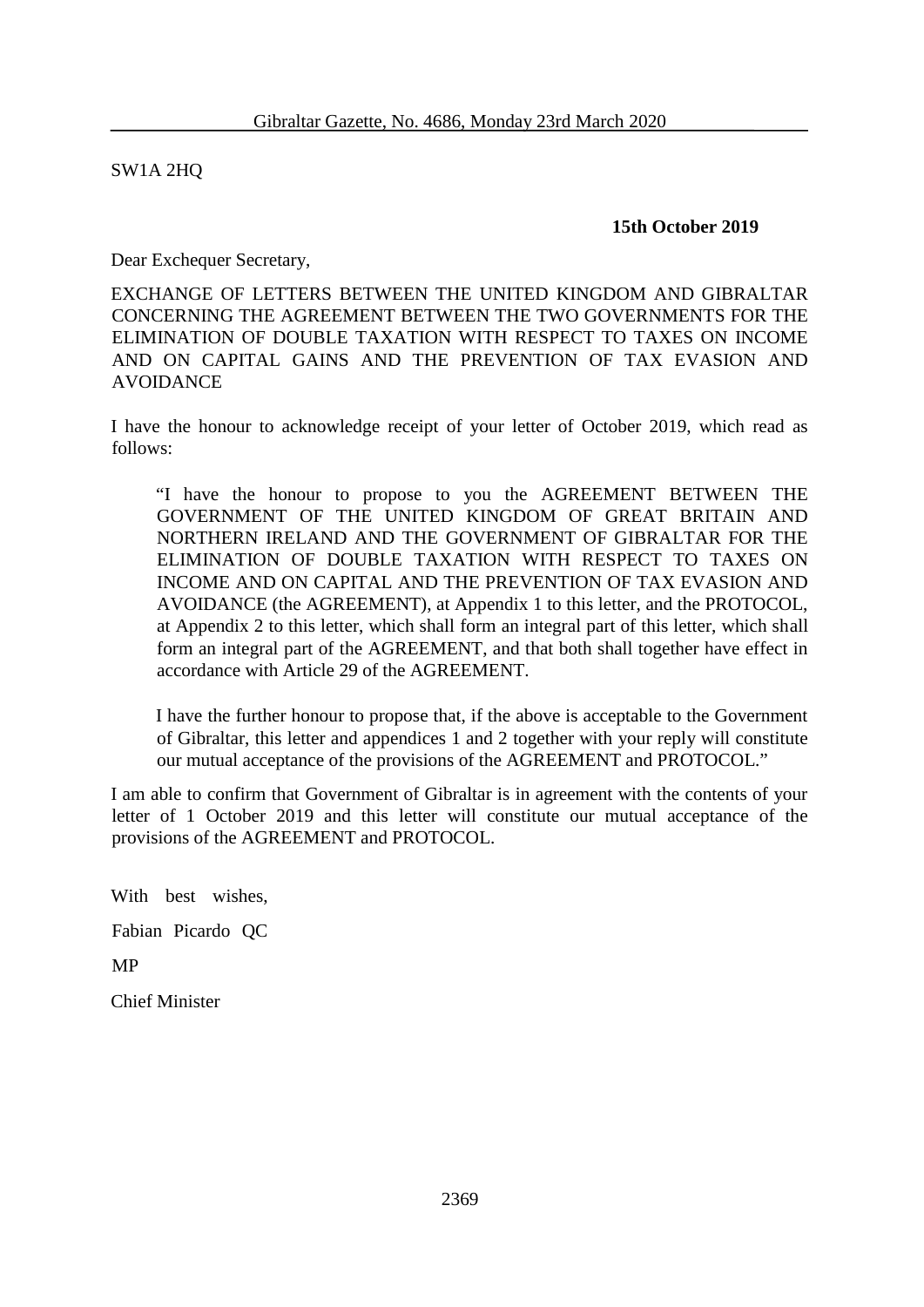SW1A 2HQ

**15th October 2019**

Dear Exchequer Secretary,

EXCHANGE OF LETTERS BETWEEN THE UNITED KINGDOM AND GIBRALTAR CONCERNING THE AGREEMENT BETWEEN THE TWO GOVERNMENTS FOR THE ELIMINATION OF DOUBLE TAXATION WITH RESPECT TO TAXES ON INCOME AND ON CAPITAL GAINS AND THE PREVENTION OF TAX EVASION AND AVOIDANCE

I have the honour to acknowledge receipt of your letter of October 2019, which read as follows:

> "I have the honour to propose to you the AGREEMENT BETWEEN THE GOVERNMENT OF THE UNITED KINGDOM OF GREAT BRITAIN AND NORTHERN IRELAND AND THE GOVERNMENT OF GIBRALTAR FOR THE ELIMINATION OF DOUBLE TAXATION WITH RESPECT TO TAXES ON INCOME AND ON CAPITAL AND THE PREVENTION OF TAX EVASION AND AVOIDANCE (the AGREEMENT), at Appendix 1 to this letter, and the PROTOCOL, at Appendix 2 to this letter, which shall form an integral part of this letter, which shall form an integral part of the AGREEMENT, and that both shall together have effect in accordance with Article 29 of the AGREEMENT.
>
> I have the further honour to propose that, if the above is acceptable to the Government of Gibraltar, this letter and appendices 1 and 2 together with your reply will constitute our mutual acceptance of the provisions of the AGREEMENT and PROTOCOL."

I am able to confirm that Government of Gibraltar is in agreement with the contents of your letter of 1 October 2019 and this letter will constitute our mutual acceptance of the provisions of the AGREEMENT and PROTOCOL.

With best wishes,

Fabian Picardo QC

MP

Chief Minister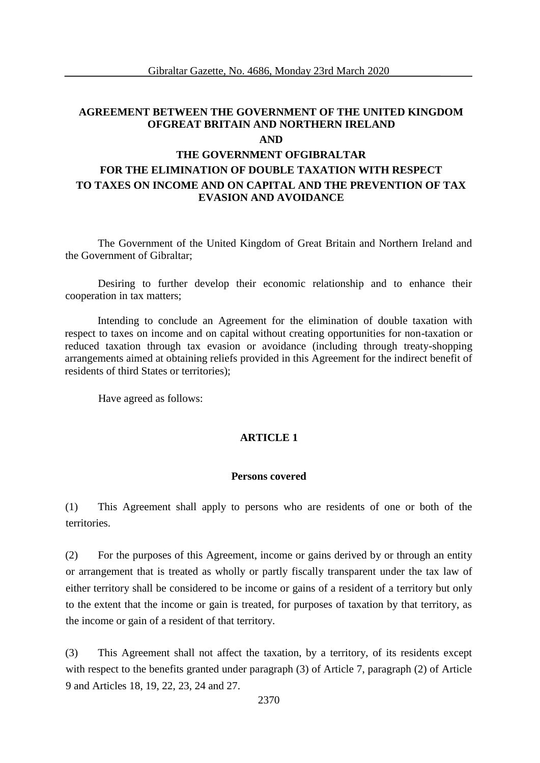**AGREEMENT BETWEEN THE GOVERNMENT OF THE UNITED KINGDOM OFGREAT BRITAIN AND NORTHERN IRELAND**

**AND**

**THE GOVERNMENT OFGIBRALTAR**

**FOR THE ELIMINATION OF DOUBLE TAXATION WITH RESPECT TO TAXES ON INCOME AND ON CAPITAL AND THE PREVENTION OF TAX EVASION AND AVOIDANCE**

The Government of the United Kingdom of Great Britain and Northern Ireland and the Government of Gibraltar;

Desiring to further develop their economic relationship and to enhance their cooperation in tax matters;

Intending to conclude an Agreement for the elimination of double taxation with respect to taxes on income and on capital without creating opportunities for non-taxation or reduced taxation through tax evasion or avoidance (including through treaty-shopping arrangements aimed at obtaining reliefs provided in this Agreement for the indirect benefit of residents of third States or territories);

Have agreed as follows:

## ARTICLE 1

### Persons covered

(1) This Agreement shall apply to persons who are residents of one or both of the territories.

(2) For the purposes of this Agreement, income or gains derived by or through an entity or arrangement that is treated as wholly or partly fiscally transparent under the tax law of either territory shall be considered to be income or gains of a resident of a territory but only to the extent that the income or gain is treated, for purposes of taxation by that territory, as the income or gain of a resident of that territory.

(3) This Agreement shall not affect the taxation, by a territory, of its residents except with respect to the benefits granted under paragraph (3) of Article 7, paragraph (2) of Article 9 and Articles 18, 19, 22, 23, 24 and 27.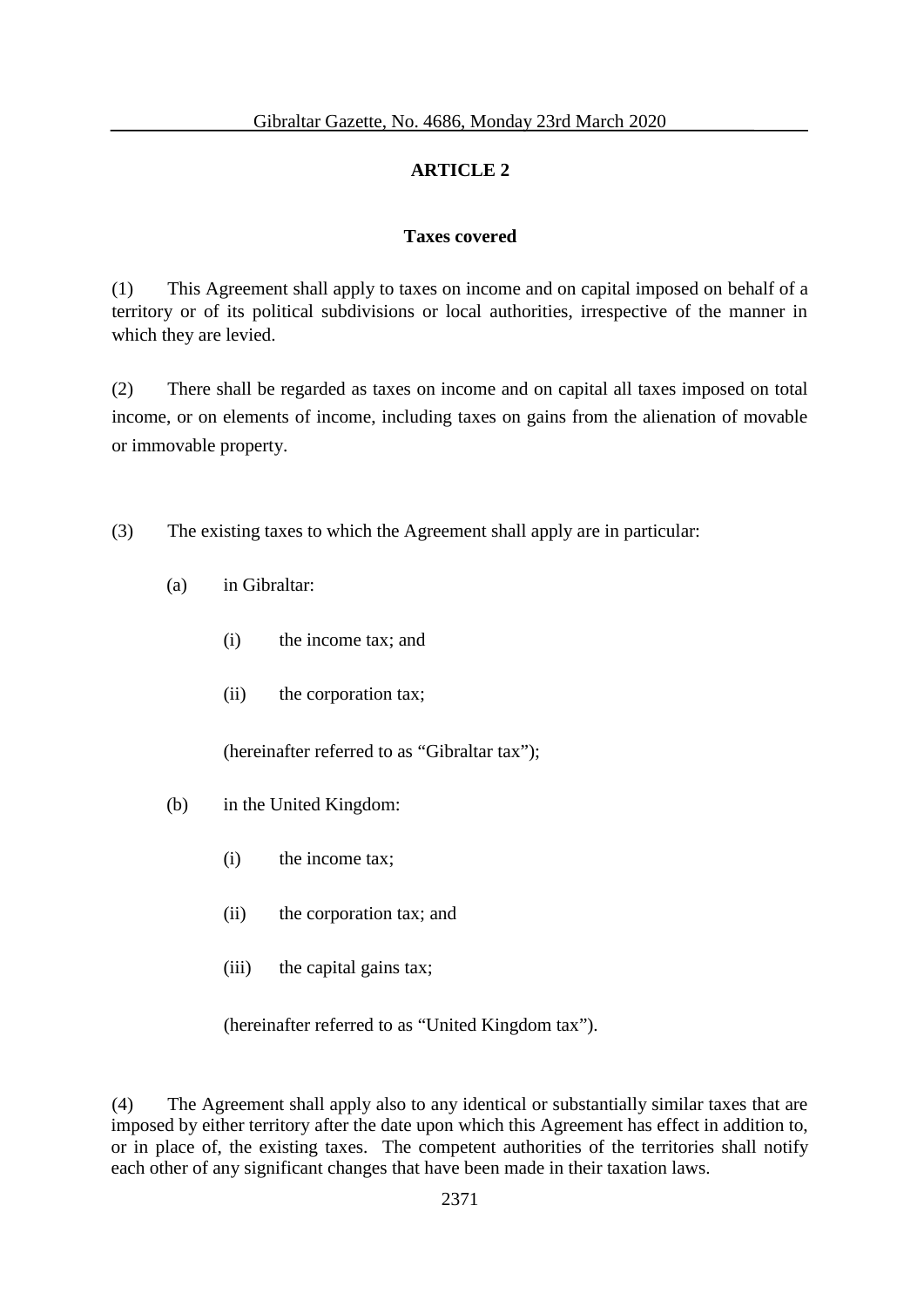## ARTICLE 2

### Taxes covered

(1) This Agreement shall apply to taxes on income and on capital imposed on behalf of a territory or of its political subdivisions or local authorities, irrespective of the manner in which they are levied.

(2) There shall be regarded as taxes on income and on capital all taxes imposed on total income, or on elements of income, including taxes on gains from the alienation of movable or immovable property.

(3) The existing taxes to which the Agreement shall apply are in particular:

- (a) in Gibraltar:
  - (i) the income tax; and
  - (ii) the corporation tax;

  (hereinafter referred to as "Gibraltar tax");

- (b) in the United Kingdom:
  - (i) the income tax;
  - (ii) the corporation tax; and
  - (iii) the capital gains tax;

  (hereinafter referred to as "United Kingdom tax").

(4) The Agreement shall apply also to any identical or substantially similar taxes that are imposed by either territory after the date upon which this Agreement has effect in addition to, or in place of, the existing taxes. The competent authorities of the territories shall notify each other of any significant changes that have been made in their taxation laws.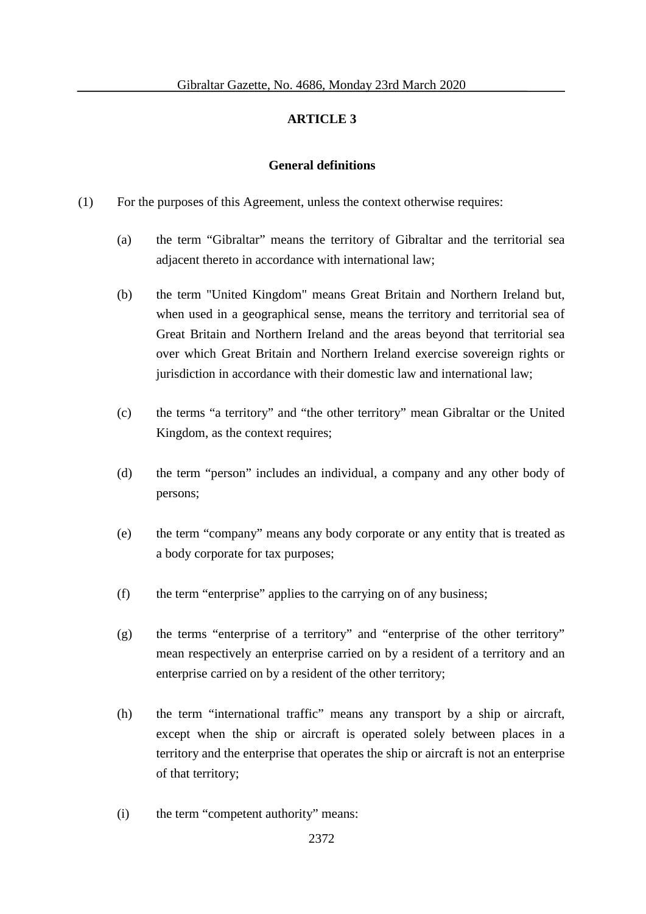## ARTICLE 3

### General definitions

(1) For the purposes of this Agreement, unless the context otherwise requires:

(a) the term "Gibraltar" means the territory of Gibraltar and the territorial sea adjacent thereto in accordance with international law;

(b) the term "United Kingdom" means Great Britain and Northern Ireland but, when used in a geographical sense, means the territory and territorial sea of Great Britain and Northern Ireland and the areas beyond that territorial sea over which Great Britain and Northern Ireland exercise sovereign rights or jurisdiction in accordance with their domestic law and international law;

(c) the terms "a territory" and "the other territory" mean Gibraltar or the United Kingdom, as the context requires;

(d) the term "person" includes an individual, a company and any other body of persons;

(e) the term "company" means any body corporate or any entity that is treated as a body corporate for tax purposes;

(f) the term "enterprise" applies to the carrying on of any business;

(g) the terms "enterprise of a territory" and "enterprise of the other territory" mean respectively an enterprise carried on by a resident of a territory and an enterprise carried on by a resident of the other territory;

(h) the term "international traffic" means any transport by a ship or aircraft, except when the ship or aircraft is operated solely between places in a territory and the enterprise that operates the ship or aircraft is not an enterprise of that territory;

(i) the term "competent authority" means: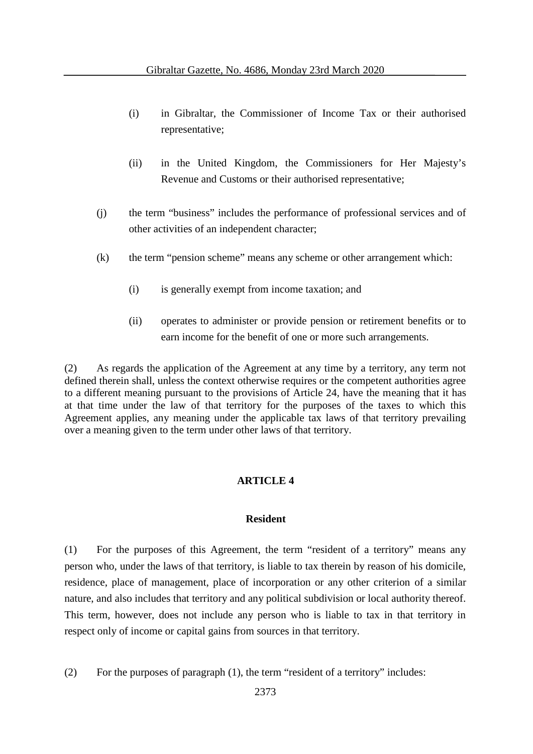(i) in Gibraltar, the Commissioner of Income Tax or their authorised representative;

(ii) in the United Kingdom, the Commissioners for Her Majesty's Revenue and Customs or their authorised representative;

(j) the term "business" includes the performance of professional services and of other activities of an independent character;

(k) the term "pension scheme" means any scheme or other arrangement which:

(i) is generally exempt from income taxation; and

(ii) operates to administer or provide pension or retirement benefits or to earn income for the benefit of one or more such arrangements.

(2) As regards the application of the Agreement at any time by a territory, any term not defined therein shall, unless the context otherwise requires or the competent authorities agree to a different meaning pursuant to the provisions of Article 24, have the meaning that it has at that time under the law of that territory for the purposes of the taxes to which this Agreement applies, any meaning under the applicable tax laws of that territory prevailing over a meaning given to the term under other laws of that territory.

## ARTICLE 4

### Resident

(1) For the purposes of this Agreement, the term "resident of a territory" means any person who, under the laws of that territory, is liable to tax therein by reason of his domicile, residence, place of management, place of incorporation or any other criterion of a similar nature, and also includes that territory and any political subdivision or local authority thereof. This term, however, does not include any person who is liable to tax in that territory in respect only of income or capital gains from sources in that territory.

(2) For the purposes of paragraph (1), the term "resident of a territory" includes: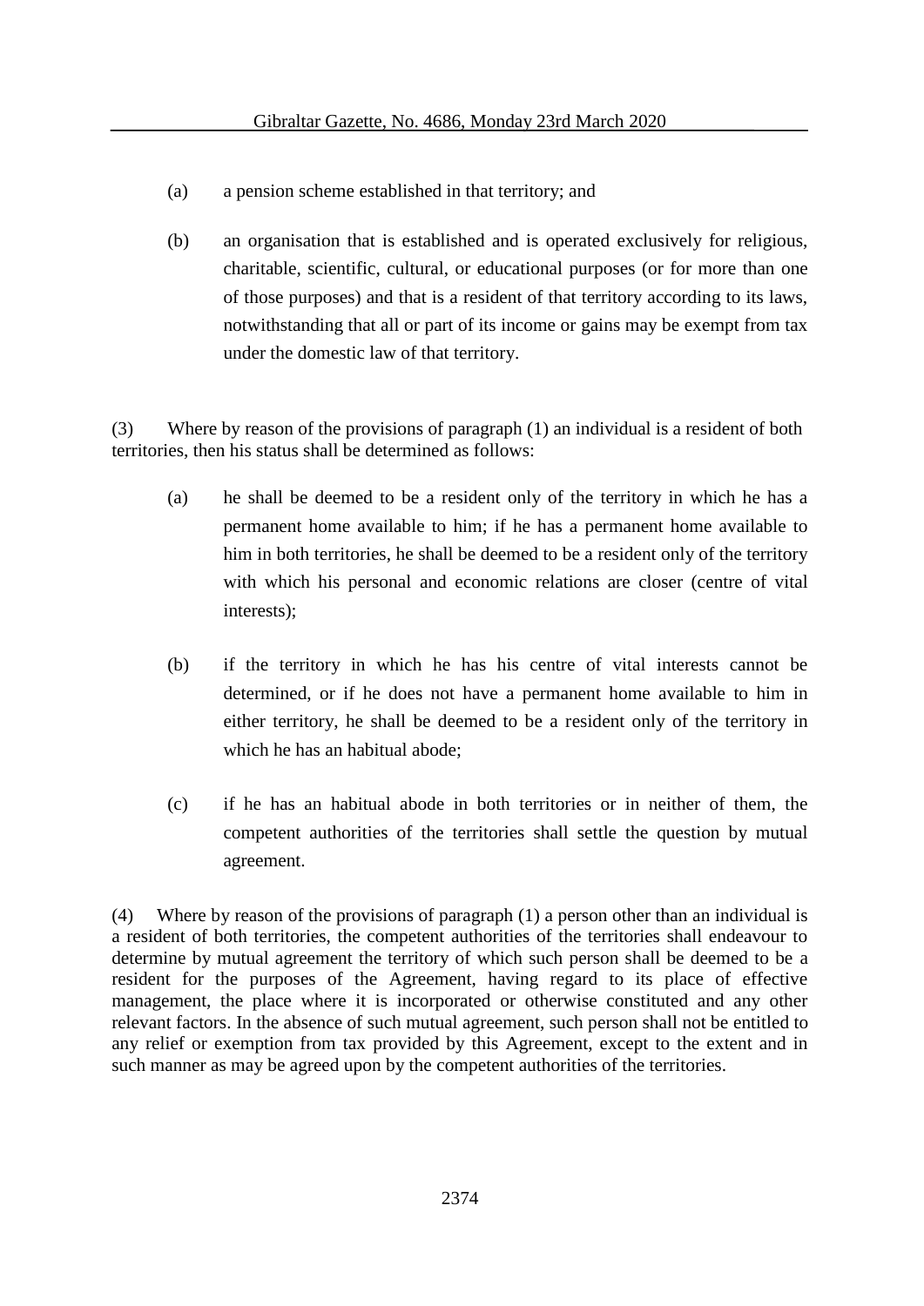(a) a pension scheme established in that territory; and

(b) an organisation that is established and is operated exclusively for religious, charitable, scientific, cultural, or educational purposes (or for more than one of those purposes) and that is a resident of that territory according to its laws, notwithstanding that all or part of its income or gains may be exempt from tax under the domestic law of that territory.

(3) Where by reason of the provisions of paragraph (1) an individual is a resident of both territories, then his status shall be determined as follows:

(a) he shall be deemed to be a resident only of the territory in which he has a permanent home available to him; if he has a permanent home available to him in both territories, he shall be deemed to be a resident only of the territory with which his personal and economic relations are closer (centre of vital interests);

(b) if the territory in which he has his centre of vital interests cannot be determined, or if he does not have a permanent home available to him in either territory, he shall be deemed to be a resident only of the territory in which he has an habitual abode;

(c) if he has an habitual abode in both territories or in neither of them, the competent authorities of the territories shall settle the question by mutual agreement.

(4) Where by reason of the provisions of paragraph (1) a person other than an individual is a resident of both territories, the competent authorities of the territories shall endeavour to determine by mutual agreement the territory of which such person shall be deemed to be a resident for the purposes of the Agreement, having regard to its place of effective management, the place where it is incorporated or otherwise constituted and any other relevant factors. In the absence of such mutual agreement, such person shall not be entitled to any relief or exemption from tax provided by this Agreement, except to the extent and in such manner as may be agreed upon by the competent authorities of the territories.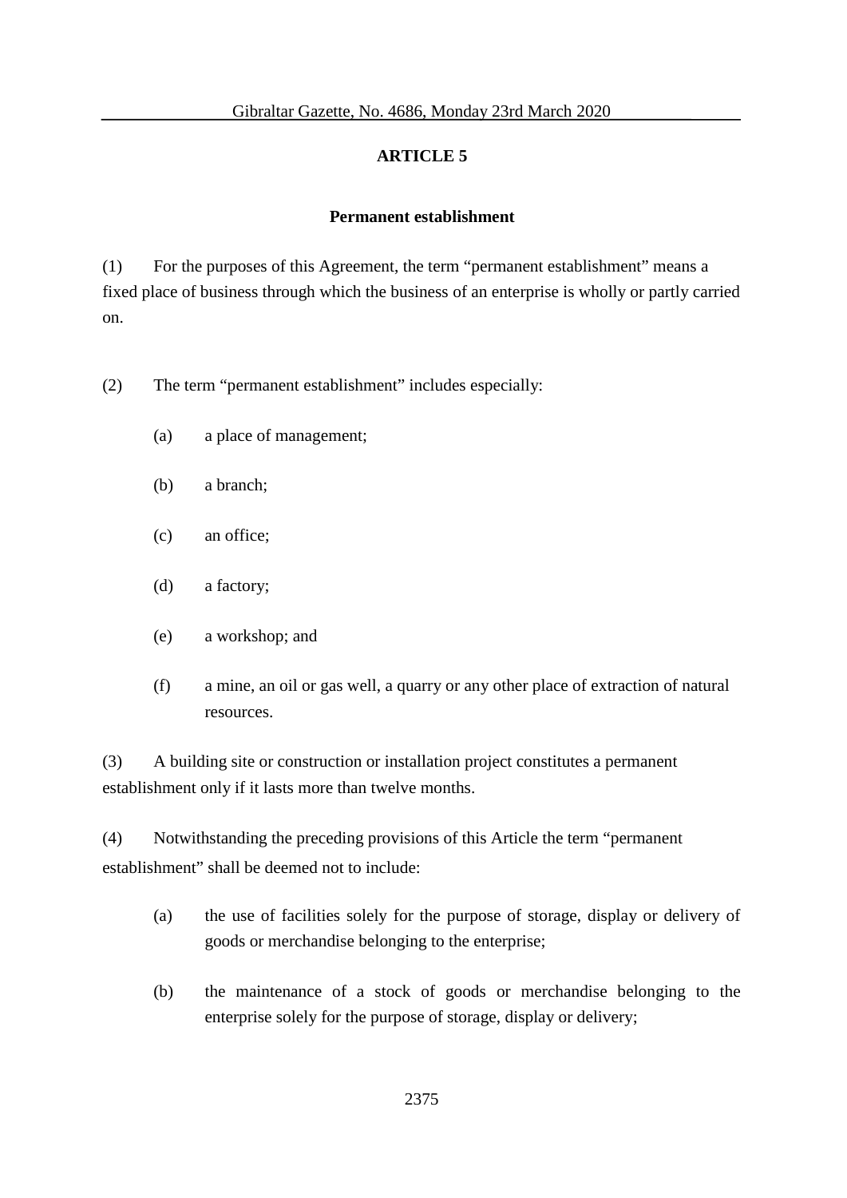## ARTICLE 5

### Permanent establishment

(1) For the purposes of this Agreement, the term “permanent establishment” means a fixed place of business through which the business of an enterprise is wholly or partly carried on.

(2) The term “permanent establishment” includes especially:

(a) a place of management;

(b) a branch;

(c) an office;

(d) a factory;

(e) a workshop; and

(f) a mine, an oil or gas well, a quarry or any other place of extraction of natural resources.

(3) A building site or construction or installation project constitutes a permanent establishment only if it lasts more than twelve months.

(4) Notwithstanding the preceding provisions of this Article the term “permanent establishment” shall be deemed not to include:

(a) the use of facilities solely for the purpose of storage, display or delivery of goods or merchandise belonging to the enterprise;

(b) the maintenance of a stock of goods or merchandise belonging to the enterprise solely for the purpose of storage, display or delivery;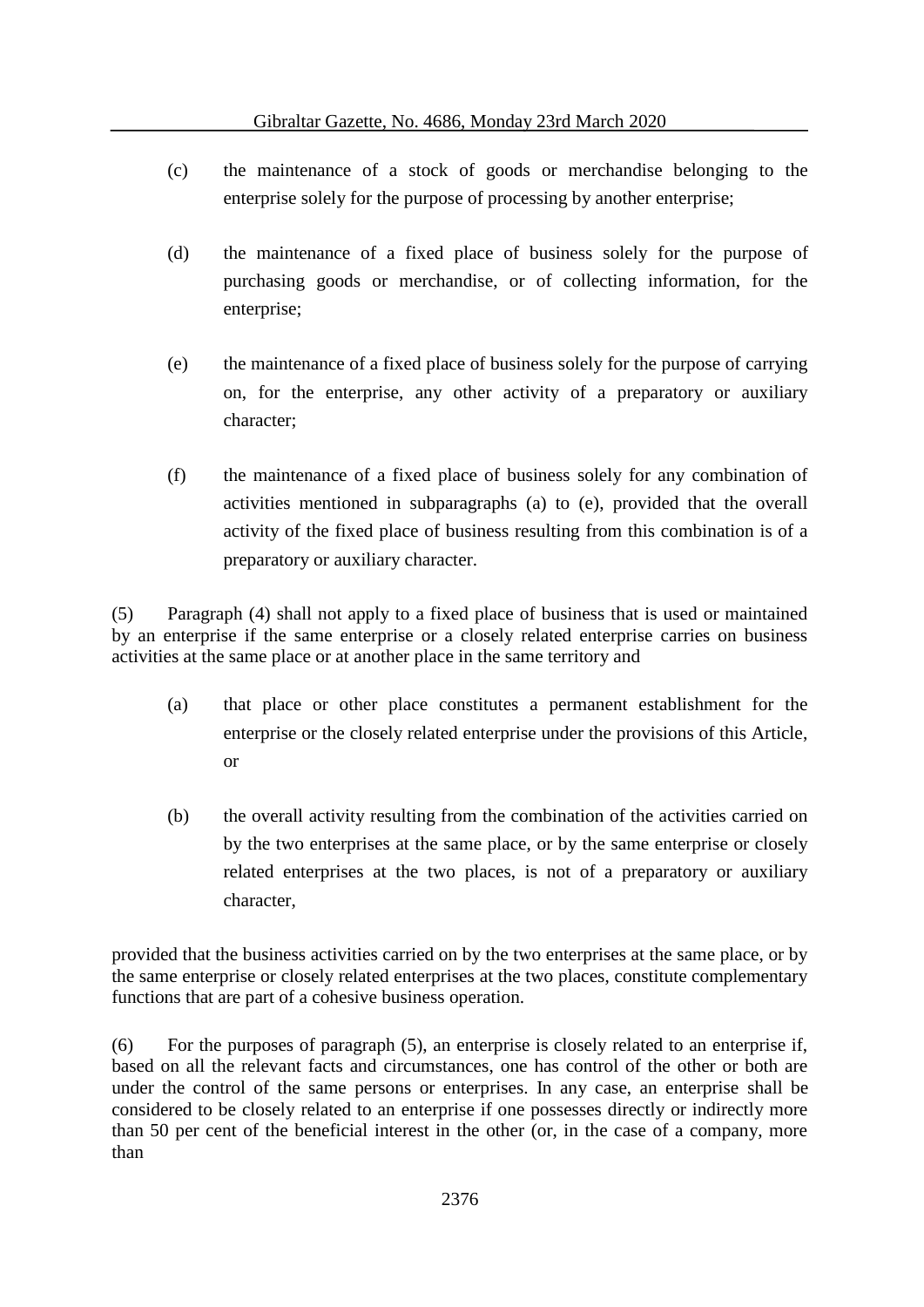(c) the maintenance of a stock of goods or merchandise belonging to the enterprise solely for the purpose of processing by another enterprise;

(d) the maintenance of a fixed place of business solely for the purpose of purchasing goods or merchandise, or of collecting information, for the enterprise;

(e) the maintenance of a fixed place of business solely for the purpose of carrying on, for the enterprise, any other activity of a preparatory or auxiliary character;

(f) the maintenance of a fixed place of business solely for any combination of activities mentioned in subparagraphs (a) to (e), provided that the overall activity of the fixed place of business resulting from this combination is of a preparatory or auxiliary character.

(5) Paragraph (4) shall not apply to a fixed place of business that is used or maintained by an enterprise if the same enterprise or a closely related enterprise carries on business activities at the same place or at another place in the same territory and

(a) that place or other place constitutes a permanent establishment for the enterprise or the closely related enterprise under the provisions of this Article, or

(b) the overall activity resulting from the combination of the activities carried on by the two enterprises at the same place, or by the same enterprise or closely related enterprises at the two places, is not of a preparatory or auxiliary character,

provided that the business activities carried on by the two enterprises at the same place, or by the same enterprise or closely related enterprises at the two places, constitute complementary functions that are part of a cohesive business operation.

(6) For the purposes of paragraph (5), an enterprise is closely related to an enterprise if, based on all the relevant facts and circumstances, one has control of the other or both are under the control of the same persons or enterprises. In any case, an enterprise shall be considered to be closely related to an enterprise if one possesses directly or indirectly more than 50 per cent of the beneficial interest in the other (or, in the case of a company, more than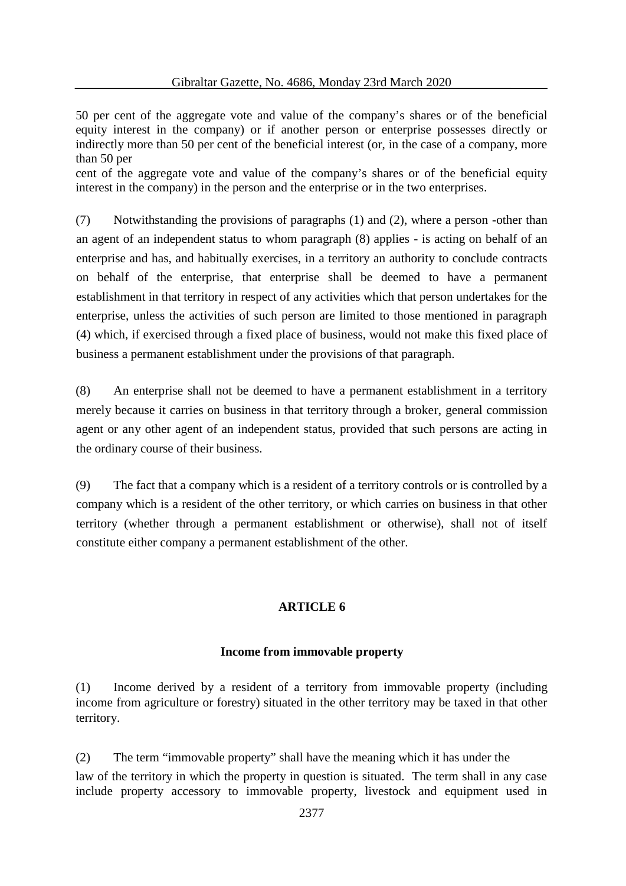50 per cent of the aggregate vote and value of the company's shares or of the beneficial equity interest in the company) or if another person or enterprise possesses directly or indirectly more than 50 per cent of the beneficial interest (or, in the case of a company, more than 50 per cent of the aggregate vote and value of the company's shares or of the beneficial equity interest in the company) in the person and the enterprise or in the two enterprises.

(7) Notwithstanding the provisions of paragraphs (1) and (2), where a person -other than an agent of an independent status to whom paragraph (8) applies - is acting on behalf of an enterprise and has, and habitually exercises, in a territory an authority to conclude contracts on behalf of the enterprise, that enterprise shall be deemed to have a permanent establishment in that territory in respect of any activities which that person undertakes for the enterprise, unless the activities of such person are limited to those mentioned in paragraph (4) which, if exercised through a fixed place of business, would not make this fixed place of business a permanent establishment under the provisions of that paragraph.

(8) An enterprise shall not be deemed to have a permanent establishment in a territory merely because it carries on business in that territory through a broker, general commission agent or any other agent of an independent status, provided that such persons are acting in the ordinary course of their business.

(9) The fact that a company which is a resident of a territory controls or is controlled by a company which is a resident of the other territory, or which carries on business in that other territory (whether through a permanent establishment or otherwise), shall not of itself constitute either company a permanent establishment of the other.

## ARTICLE 6

### Income from immovable property

(1) Income derived by a resident of a territory from immovable property (including income from agriculture or forestry) situated in the other territory may be taxed in that other territory.

(2) The term "immovable property" shall have the meaning which it has under the law of the territory in which the property in question is situated. The term shall in any case include property accessory to immovable property, livestock and equipment used in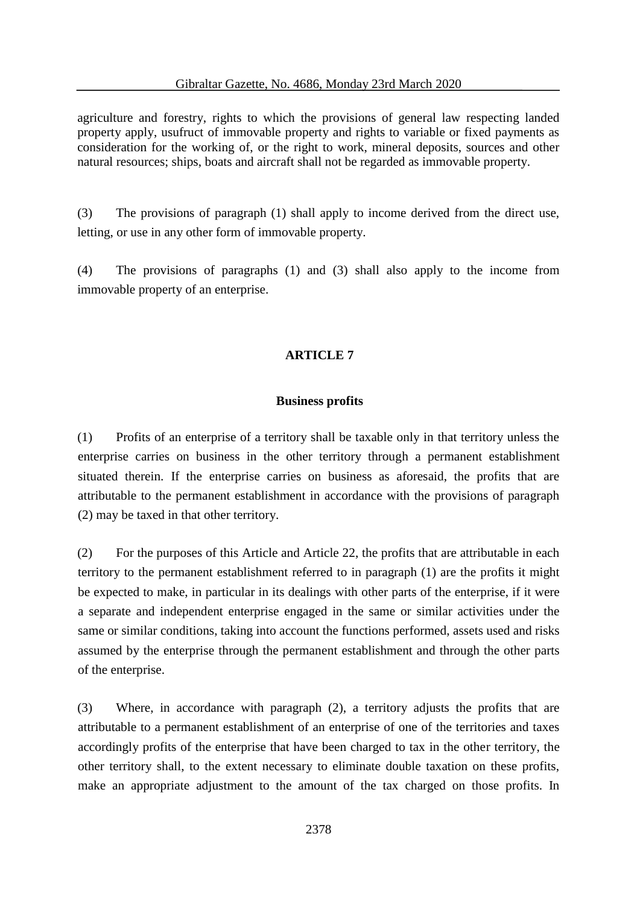agriculture and forestry, rights to which the provisions of general law respecting landed property apply, usufruct of immovable property and rights to variable or fixed payments as consideration for the working of, or the right to work, mineral deposits, sources and other natural resources; ships, boats and aircraft shall not be regarded as immovable property.

(3) The provisions of paragraph (1) shall apply to income derived from the direct use, letting, or use in any other form of immovable property.

(4) The provisions of paragraphs (1) and (3) shall also apply to the income from immovable property of an enterprise.

## ARTICLE 7

### Business profits

(1) Profits of an enterprise of a territory shall be taxable only in that territory unless the enterprise carries on business in the other territory through a permanent establishment situated therein. If the enterprise carries on business as aforesaid, the profits that are attributable to the permanent establishment in accordance with the provisions of paragraph (2) may be taxed in that other territory.

(2) For the purposes of this Article and Article 22, the profits that are attributable in each territory to the permanent establishment referred to in paragraph (1) are the profits it might be expected to make, in particular in its dealings with other parts of the enterprise, if it were a separate and independent enterprise engaged in the same or similar activities under the same or similar conditions, taking into account the functions performed, assets used and risks assumed by the enterprise through the permanent establishment and through the other parts of the enterprise.

(3) Where, in accordance with paragraph (2), a territory adjusts the profits that are attributable to a permanent establishment of an enterprise of one of the territories and taxes accordingly profits of the enterprise that have been charged to tax in the other territory, the other territory shall, to the extent necessary to eliminate double taxation on these profits, make an appropriate adjustment to the amount of the tax charged on those profits. In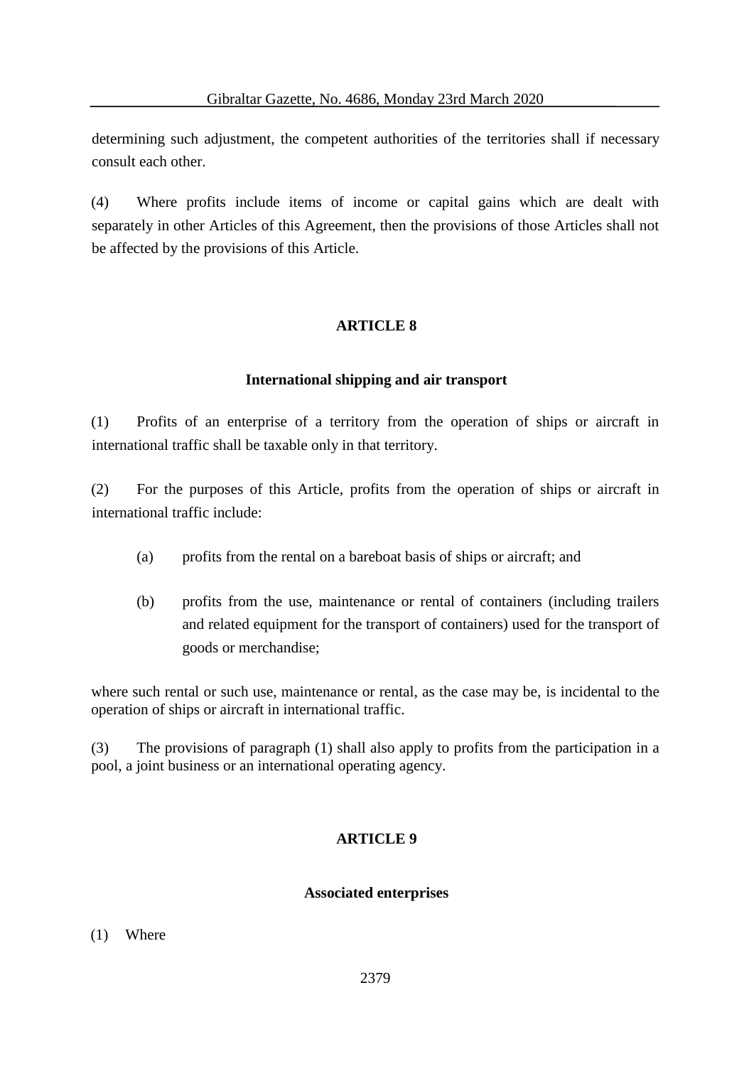determining such adjustment, the competent authorities of the territories shall if necessary consult each other.

(4) Where profits include items of income or capital gains which are dealt with separately in other Articles of this Agreement, then the provisions of those Articles shall not be affected by the provisions of this Article.

## ARTICLE 8

### International shipping and air transport

(1) Profits of an enterprise of a territory from the operation of ships or aircraft in international traffic shall be taxable only in that territory.

(2) For the purposes of this Article, profits from the operation of ships or aircraft in international traffic include:

(a) profits from the rental on a bareboat basis of ships or aircraft; and

(b) profits from the use, maintenance or rental of containers (including trailers and related equipment for the transport of containers) used for the transport of goods or merchandise;

where such rental or such use, maintenance or rental, as the case may be, is incidental to the operation of ships or aircraft in international traffic.

(3) The provisions of paragraph (1) shall also apply to profits from the participation in a pool, a joint business or an international operating agency.

## ARTICLE 9

### Associated enterprises

(1) Where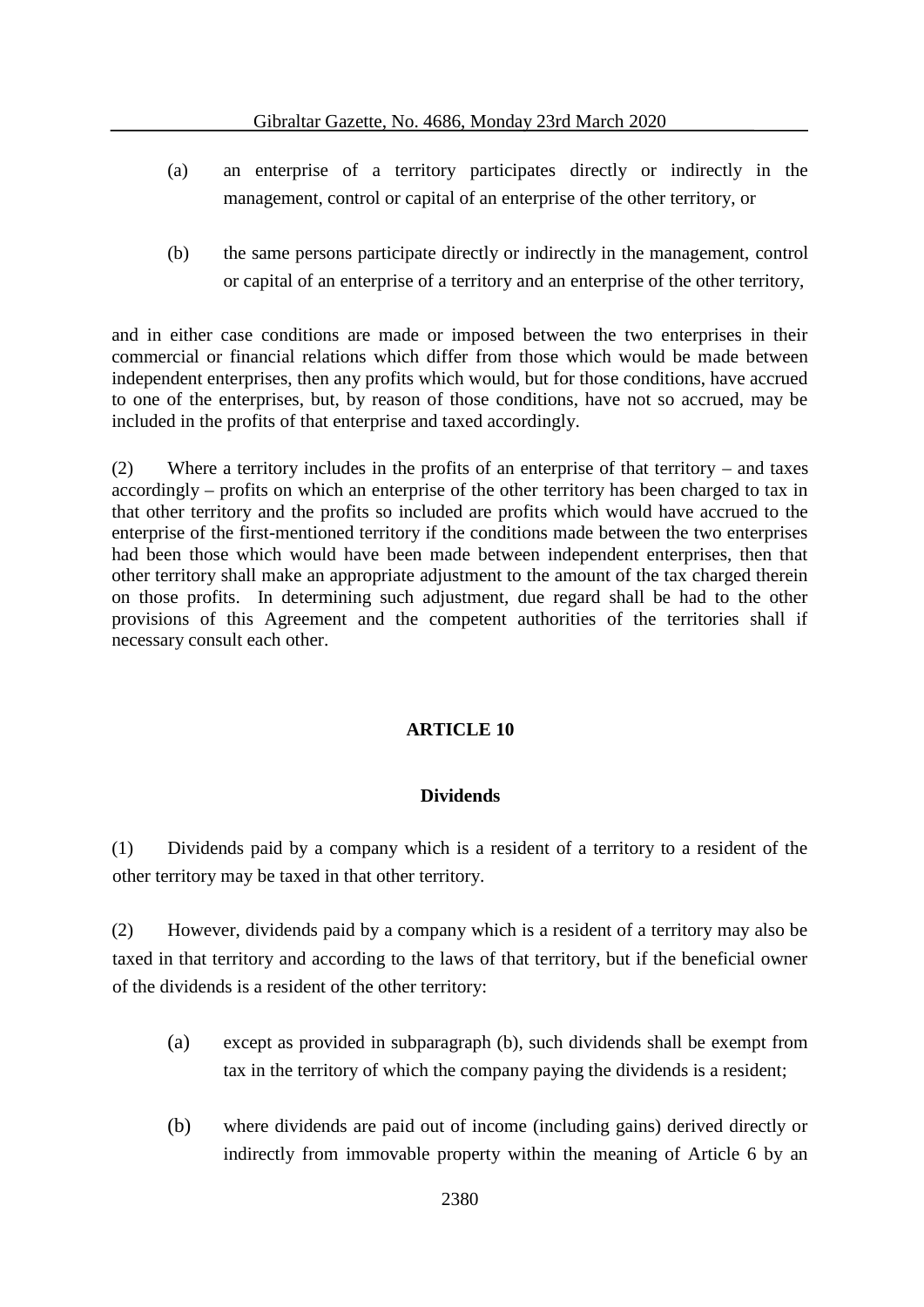(a) an enterprise of a territory participates directly or indirectly in the management, control or capital of an enterprise of the other territory, or

(b) the same persons participate directly or indirectly in the management, control or capital of an enterprise of a territory and an enterprise of the other territory,

and in either case conditions are made or imposed between the two enterprises in their commercial or financial relations which differ from those which would be made between independent enterprises, then any profits which would, but for those conditions, have accrued to one of the enterprises, but, by reason of those conditions, have not so accrued, may be included in the profits of that enterprise and taxed accordingly.

(2) Where a territory includes in the profits of an enterprise of that territory – and taxes accordingly – profits on which an enterprise of the other territory has been charged to tax in that other territory and the profits so included are profits which would have accrued to the enterprise of the first-mentioned territory if the conditions made between the two enterprises had been those which would have been made between independent enterprises, then that other territory shall make an appropriate adjustment to the amount of the tax charged therein on those profits. In determining such adjustment, due regard shall be had to the other provisions of this Agreement and the competent authorities of the territories shall if necessary consult each other.

## ARTICLE 10

### Dividends

(1) Dividends paid by a company which is a resident of a territory to a resident of the other territory may be taxed in that other territory.

(2) However, dividends paid by a company which is a resident of a territory may also be taxed in that territory and according to the laws of that territory, but if the beneficial owner of the dividends is a resident of the other territory:

(a) except as provided in subparagraph (b), such dividends shall be exempt from tax in the territory of which the company paying the dividends is a resident;

(b) where dividends are paid out of income (including gains) derived directly or indirectly from immovable property within the meaning of Article 6 by an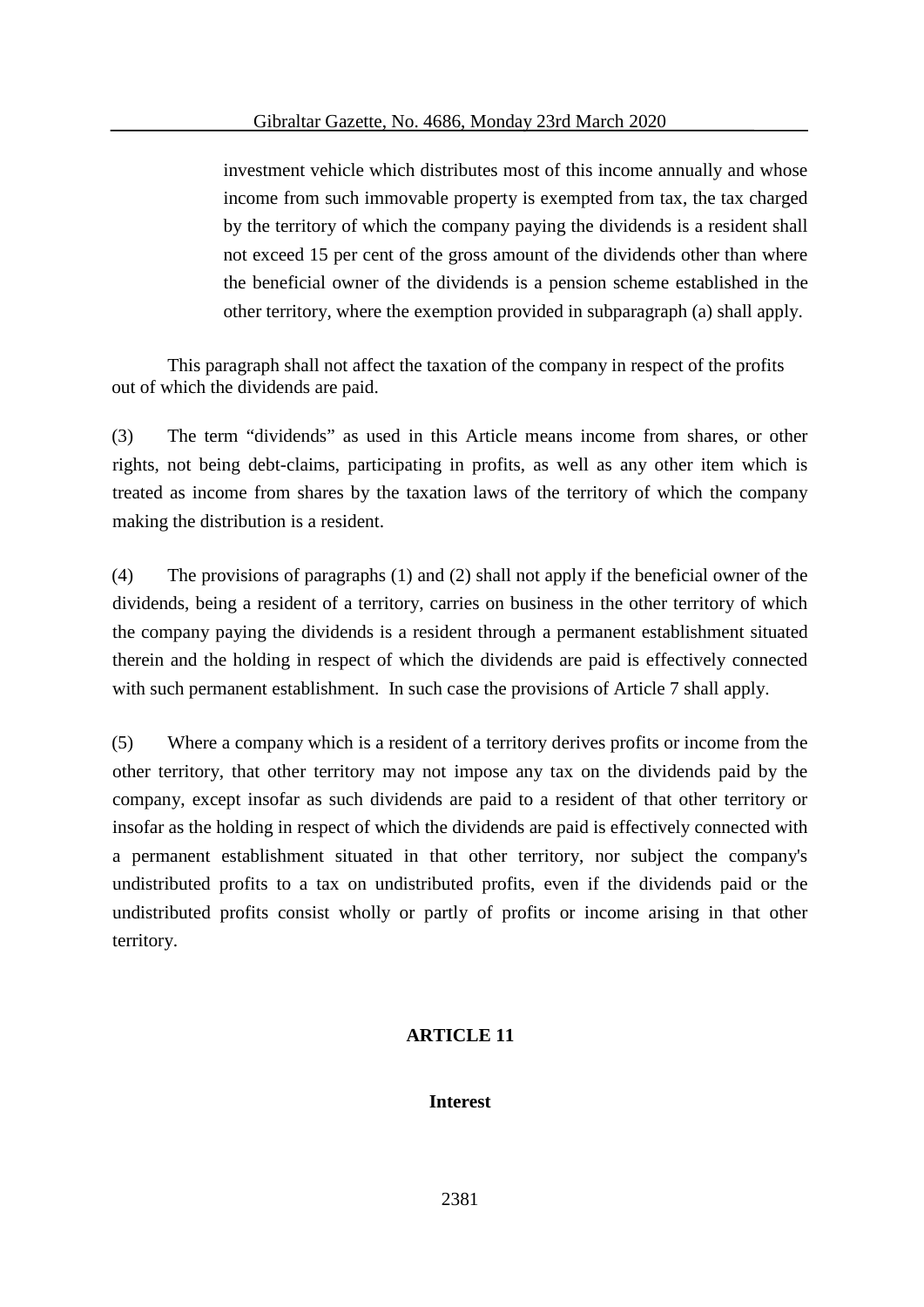investment vehicle which distributes most of this income annually and whose income from such immovable property is exempted from tax, the tax charged by the territory of which the company paying the dividends is a resident shall not exceed 15 per cent of the gross amount of the dividends other than where the beneficial owner of the dividends is a pension scheme established in the other territory, where the exemption provided in subparagraph (a) shall apply.

This paragraph shall not affect the taxation of the company in respect of the profits out of which the dividends are paid.

(3) The term "dividends" as used in this Article means income from shares, or other rights, not being debt-claims, participating in profits, as well as any other item which is treated as income from shares by the taxation laws of the territory of which the company making the distribution is a resident.

(4) The provisions of paragraphs (1) and (2) shall not apply if the beneficial owner of the dividends, being a resident of a territory, carries on business in the other territory of which the company paying the dividends is a resident through a permanent establishment situated therein and the holding in respect of which the dividends are paid is effectively connected with such permanent establishment. In such case the provisions of Article 7 shall apply.

(5) Where a company which is a resident of a territory derives profits or income from the other territory, that other territory may not impose any tax on the dividends paid by the company, except insofar as such dividends are paid to a resident of that other territory or insofar as the holding in respect of which the dividends are paid is effectively connected with a permanent establishment situated in that other territory, nor subject the company's undistributed profits to a tax on undistributed profits, even if the dividends paid or the undistributed profits consist wholly or partly of profits or income arising in that other territory.

## ARTICLE 11

### Interest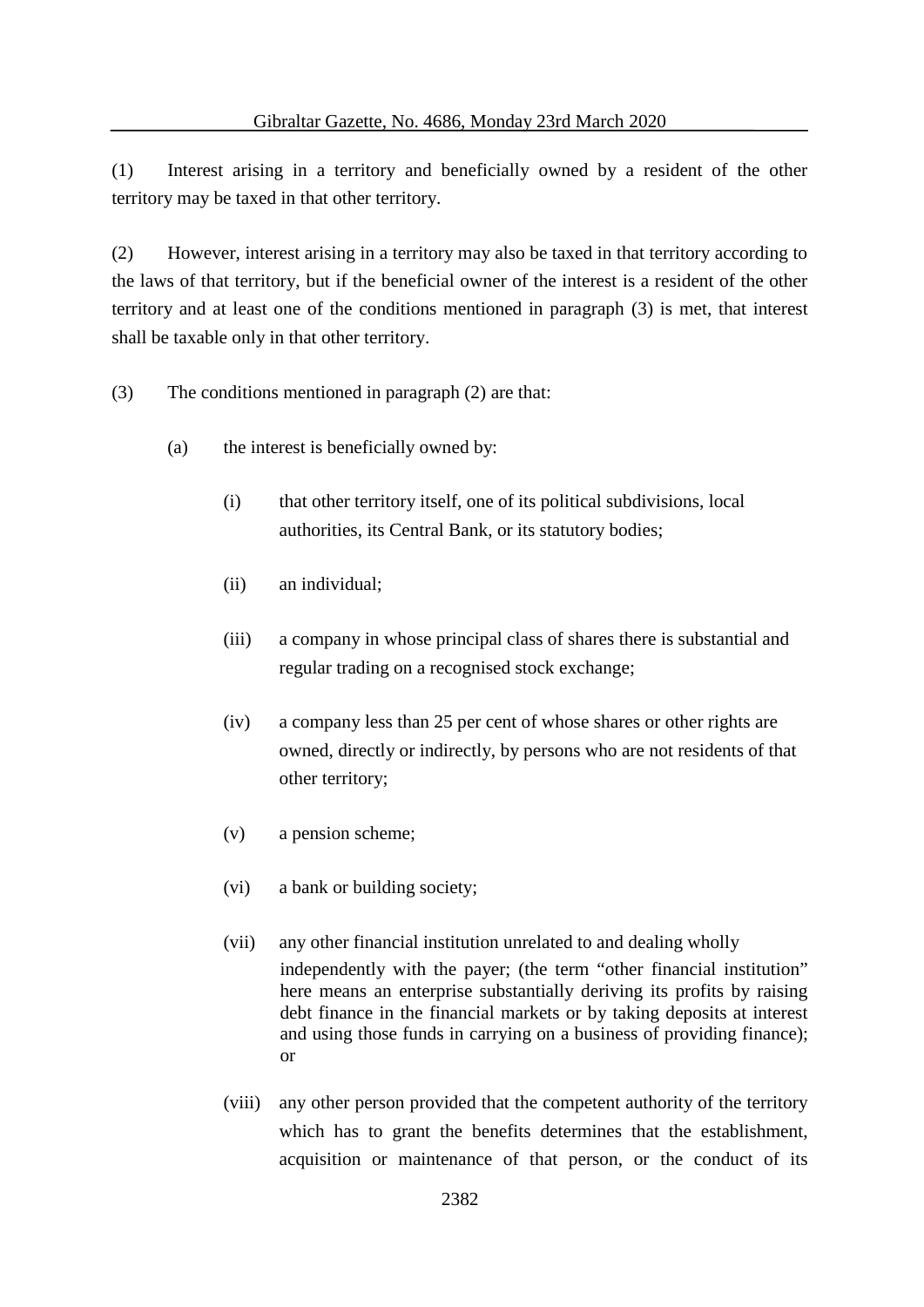(1) Interest arising in a territory and beneficially owned by a resident of the other territory may be taxed in that other territory.

(2) However, interest arising in a territory may also be taxed in that territory according to the laws of that territory, but if the beneficial owner of the interest is a resident of the other territory and at least one of the conditions mentioned in paragraph (3) is met, that interest shall be taxable only in that other territory.

(3) The conditions mentioned in paragraph (2) are that:

(a) the interest is beneficially owned by:

(i) that other territory itself, one of its political subdivisions, local authorities, its Central Bank, or its statutory bodies;

(ii) an individual;

(iii) a company in whose principal class of shares there is substantial and regular trading on a recognised stock exchange;

(iv) a company less than 25 per cent of whose shares or other rights are owned, directly or indirectly, by persons who are not residents of that other territory;

(v) a pension scheme;

(vi) a bank or building society;

(vii) any other financial institution unrelated to and dealing wholly independently with the payer; (the term "other financial institution" here means an enterprise substantially deriving its profits by raising debt finance in the financial markets or by taking deposits at interest and using those funds in carrying on a business of providing finance); or

(viii) any other person provided that the competent authority of the territory which has to grant the benefits determines that the establishment, acquisition or maintenance of that person, or the conduct of its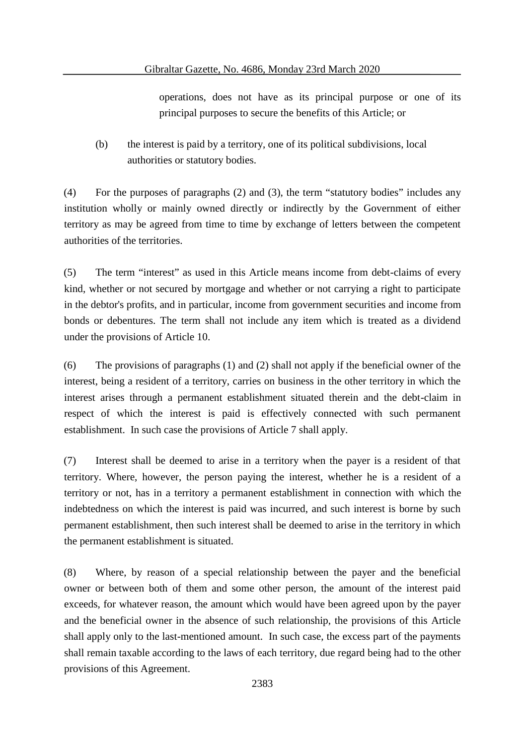operations, does not have as its principal purpose or one of its principal purposes to secure the benefits of this Article; or

(b) the interest is paid by a territory, one of its political subdivisions, local authorities or statutory bodies.

(4) For the purposes of paragraphs (2) and (3), the term “statutory bodies” includes any institution wholly or mainly owned directly or indirectly by the Government of either territory as may be agreed from time to time by exchange of letters between the competent authorities of the territories.

(5) The term “interest” as used in this Article means income from debt-claims of every kind, whether or not secured by mortgage and whether or not carrying a right to participate in the debtor's profits, and in particular, income from government securities and income from bonds or debentures. The term shall not include any item which is treated as a dividend under the provisions of Article 10.

(6) The provisions of paragraphs (1) and (2) shall not apply if the beneficial owner of the interest, being a resident of a territory, carries on business in the other territory in which the interest arises through a permanent establishment situated therein and the debt-claim in respect of which the interest is paid is effectively connected with such permanent establishment. In such case the provisions of Article 7 shall apply.

(7) Interest shall be deemed to arise in a territory when the payer is a resident of that territory. Where, however, the person paying the interest, whether he is a resident of a territory or not, has in a territory a permanent establishment in connection with which the indebtedness on which the interest is paid was incurred, and such interest is borne by such permanent establishment, then such interest shall be deemed to arise in the territory in which the permanent establishment is situated.

(8) Where, by reason of a special relationship between the payer and the beneficial owner or between both of them and some other person, the amount of the interest paid exceeds, for whatever reason, the amount which would have been agreed upon by the payer and the beneficial owner in the absence of such relationship, the provisions of this Article shall apply only to the last-mentioned amount. In such case, the excess part of the payments shall remain taxable according to the laws of each territory, due regard being had to the other provisions of this Agreement.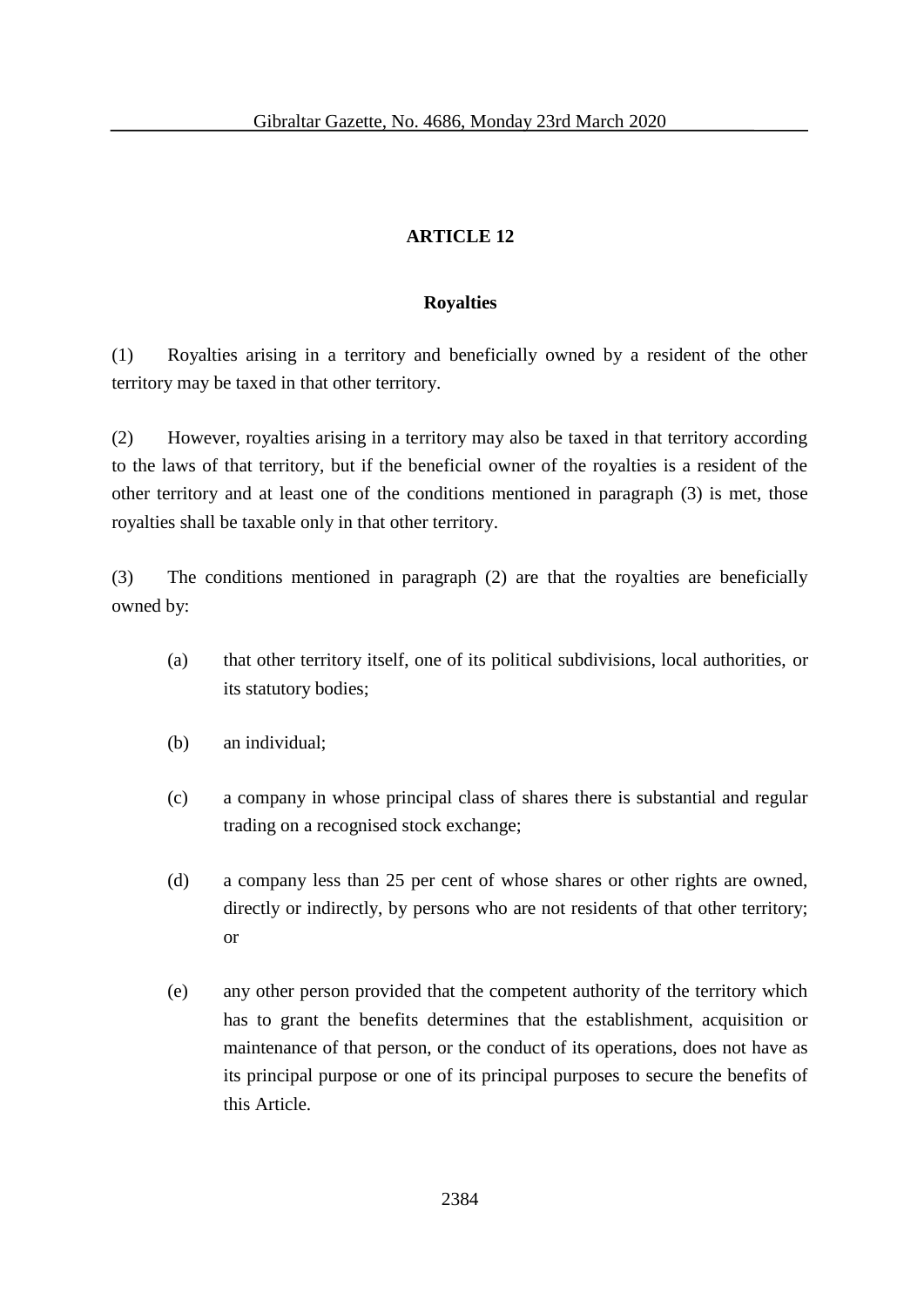## ARTICLE 12

### Royalties

(1) Royalties arising in a territory and beneficially owned by a resident of the other territory may be taxed in that other territory.

(2) However, royalties arising in a territory may also be taxed in that territory according to the laws of that territory, but if the beneficial owner of the royalties is a resident of the other territory and at least one of the conditions mentioned in paragraph (3) is met, those royalties shall be taxable only in that other territory.

(3) The conditions mentioned in paragraph (2) are that the royalties are beneficially owned by:

(a) that other territory itself, one of its political subdivisions, local authorities, or its statutory bodies;

(b) an individual;

(c) a company in whose principal class of shares there is substantial and regular trading on a recognised stock exchange;

(d) a company less than 25 per cent of whose shares or other rights are owned, directly or indirectly, by persons who are not residents of that other territory; or

(e) any other person provided that the competent authority of the territory which has to grant the benefits determines that the establishment, acquisition or maintenance of that person, or the conduct of its operations, does not have as its principal purpose or one of its principal purposes to secure the benefits of this Article.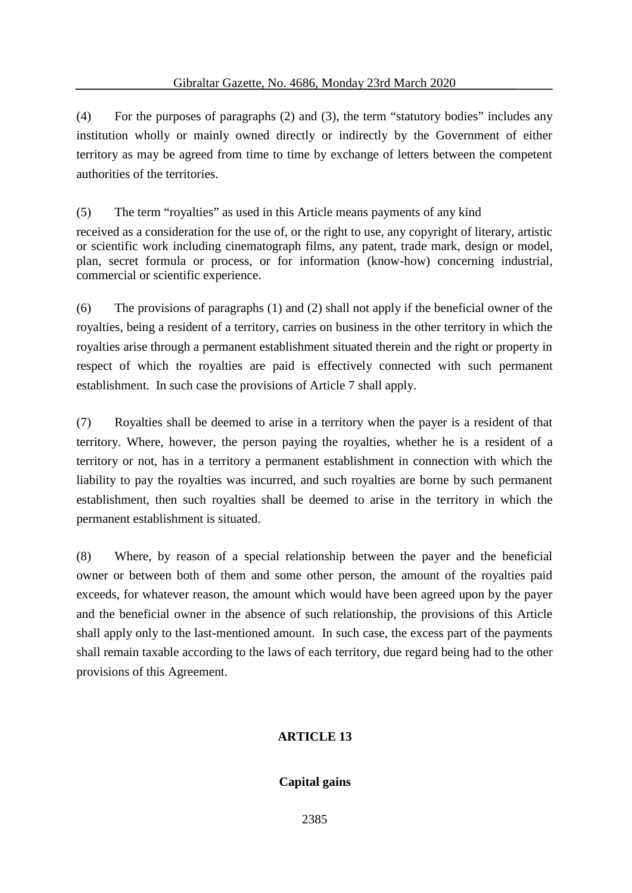(4) For the purposes of paragraphs (2) and (3), the term “statutory bodies” includes any institution wholly or mainly owned directly or indirectly by the Government of either territory as may be agreed from time to time by exchange of letters between the competent authorities of the territories.

(5) The term “royalties” as used in this Article means payments of any kind received as a consideration for the use of, or the right to use, any copyright of literary, artistic or scientific work including cinematograph films, any patent, trade mark, design or model, plan, secret formula or process, or for information (know-how) concerning industrial, commercial or scientific experience.

(6) The provisions of paragraphs (1) and (2) shall not apply if the beneficial owner of the royalties, being a resident of a territory, carries on business in the other territory in which the royalties arise through a permanent establishment situated therein and the right or property in respect of which the royalties are paid is effectively connected with such permanent establishment. In such case the provisions of Article 7 shall apply.

(7) Royalties shall be deemed to arise in a territory when the payer is a resident of that territory. Where, however, the person paying the royalties, whether he is a resident of a territory or not, has in a territory a permanent establishment in connection with which the liability to pay the royalties was incurred, and such royalties are borne by such permanent establishment, then such royalties shall be deemed to arise in the territory in which the permanent establishment is situated.

(8) Where, by reason of a special relationship between the payer and the beneficial owner or between both of them and some other person, the amount of the royalties paid exceeds, for whatever reason, the amount which would have been agreed upon by the payer and the beneficial owner in the absence of such relationship, the provisions of this Article shall apply only to the last-mentioned amount. In such case, the excess part of the payments shall remain taxable according to the laws of each territory, due regard being had to the other provisions of this Agreement.

## ARTICLE 13

### Capital gains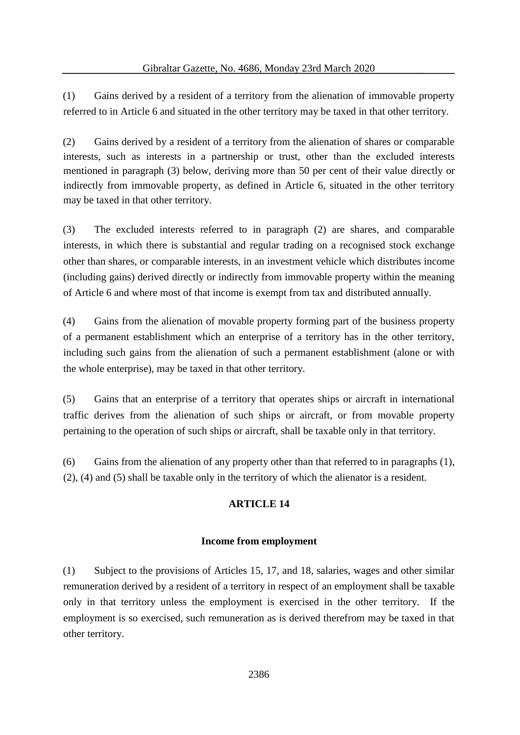(1) Gains derived by a resident of a territory from the alienation of immovable property referred to in Article 6 and situated in the other territory may be taxed in that other territory.

(2) Gains derived by a resident of a territory from the alienation of shares or comparable interests, such as interests in a partnership or trust, other than the excluded interests mentioned in paragraph (3) below, deriving more than 50 per cent of their value directly or indirectly from immovable property, as defined in Article 6, situated in the other territory may be taxed in that other territory.

(3) The excluded interests referred to in paragraph (2) are shares, and comparable interests, in which there is substantial and regular trading on a recognised stock exchange other than shares, or comparable interests, in an investment vehicle which distributes income (including gains) derived directly or indirectly from immovable property within the meaning of Article 6 and where most of that income is exempt from tax and distributed annually.

(4) Gains from the alienation of movable property forming part of the business property of a permanent establishment which an enterprise of a territory has in the other territory, including such gains from the alienation of such a permanent establishment (alone or with the whole enterprise), may be taxed in that other territory.

(5) Gains that an enterprise of a territory that operates ships or aircraft in international traffic derives from the alienation of such ships or aircraft, or from movable property pertaining to the operation of such ships or aircraft, shall be taxable only in that territory.

(6) Gains from the alienation of any property other than that referred to in paragraphs (1), (2), (4) and (5) shall be taxable only in the territory of which the alienator is a resident.

## ARTICLE 14

### Income from employment

(1) Subject to the provisions of Articles 15, 17, and 18, salaries, wages and other similar remuneration derived by a resident of a territory in respect of an employment shall be taxable only in that territory unless the employment is exercised in the other territory. If the employment is so exercised, such remuneration as is derived therefrom may be taxed in that other territory.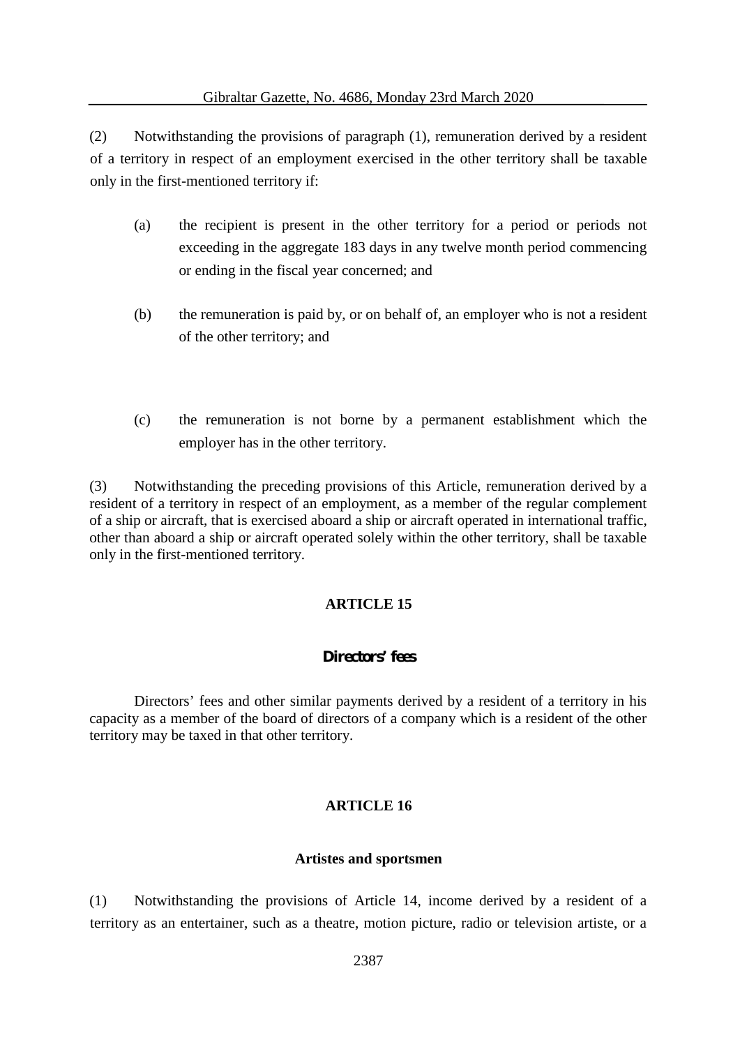(2) Notwithstanding the provisions of paragraph (1), remuneration derived by a resident of a territory in respect of an employment exercised in the other territory shall be taxable only in the first-mentioned territory if:

(a) the recipient is present in the other territory for a period or periods not exceeding in the aggregate 183 days in any twelve month period commencing or ending in the fiscal year concerned; and

(b) the remuneration is paid by, or on behalf of, an employer who is not a resident of the other territory; and

(c) the remuneration is not borne by a permanent establishment which the employer has in the other territory.

(3) Notwithstanding the preceding provisions of this Article, remuneration derived by a resident of a territory in respect of an employment, as a member of the regular complement of a ship or aircraft, that is exercised aboard a ship or aircraft operated in international traffic, other than aboard a ship or aircraft operated solely within the other territory, shall be taxable only in the first-mentioned territory.

## ARTICLE 15

### Directors' fees

Directors' fees and other similar payments derived by a resident of a territory in his capacity as a member of the board of directors of a company which is a resident of the other territory may be taxed in that other territory.

## ARTICLE 16

### Artistes and sportsmen

(1) Notwithstanding the provisions of Article 14, income derived by a resident of a territory as an entertainer, such as a theatre, motion picture, radio or television artiste, or a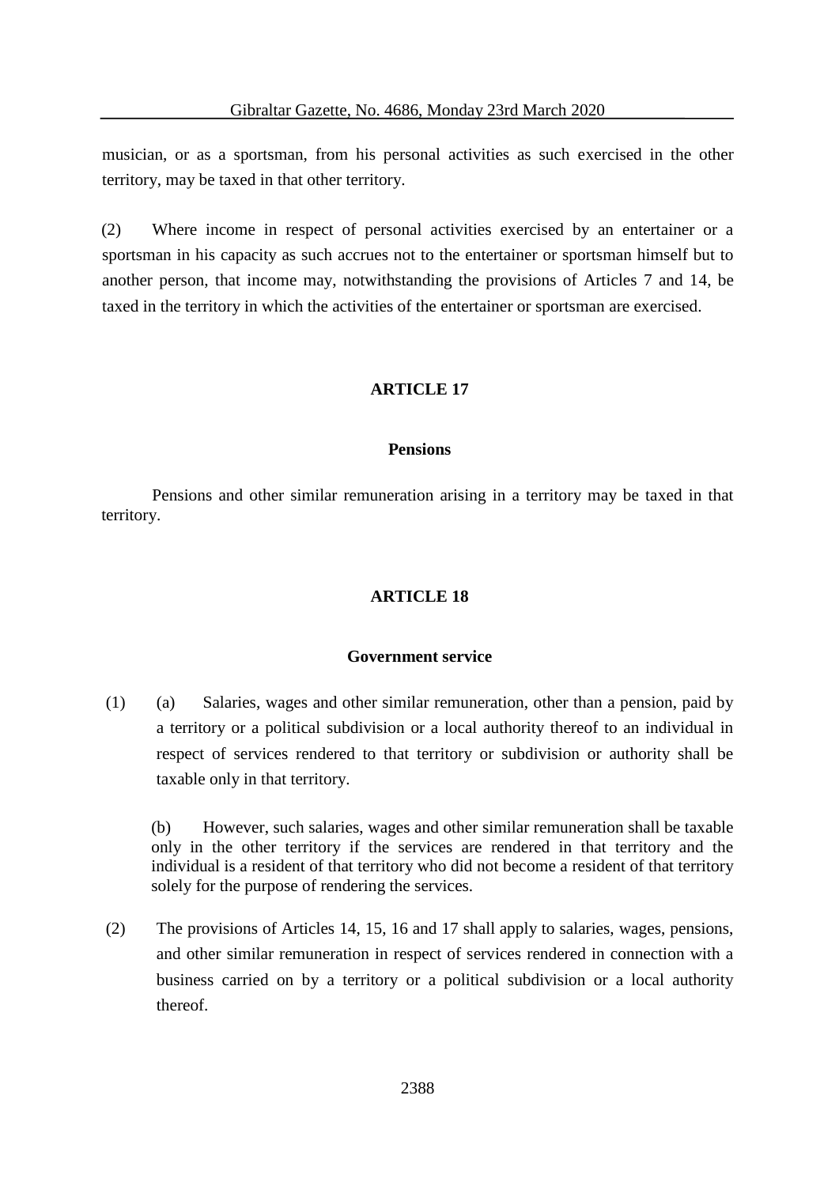musician, or as a sportsman, from his personal activities as such exercised in the other territory, may be taxed in that other territory.

(2) Where income in respect of personal activities exercised by an entertainer or a sportsman in his capacity as such accrues not to the entertainer or sportsman himself but to another person, that income may, notwithstanding the provisions of Articles 7 and 14, be taxed in the territory in which the activities of the entertainer or sportsman are exercised.

## ARTICLE 17

### Pensions

Pensions and other similar remuneration arising in a territory may be taxed in that territory.

## ARTICLE 18

### Government service

(1) (a) Salaries, wages and other similar remuneration, other than a pension, paid by a territory or a political subdivision or a local authority thereof to an individual in respect of services rendered to that territory or subdivision or authority shall be taxable only in that territory.

(b) However, such salaries, wages and other similar remuneration shall be taxable only in the other territory if the services are rendered in that territory and the individual is a resident of that territory who did not become a resident of that territory solely for the purpose of rendering the services.

(2) The provisions of Articles 14, 15, 16 and 17 shall apply to salaries, wages, pensions, and other similar remuneration in respect of services rendered in connection with a business carried on by a territory or a political subdivision or a local authority thereof.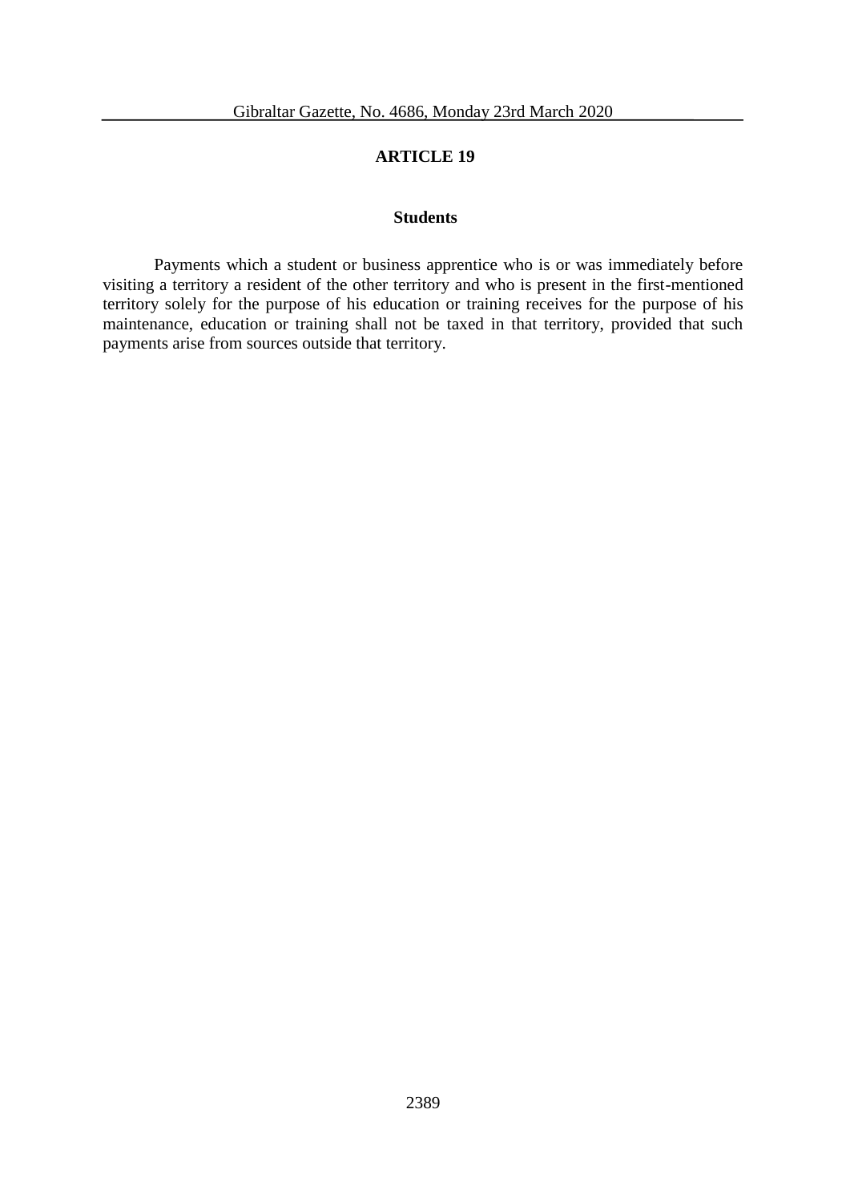## ARTICLE 19

### Students

Payments which a student or business apprentice who is or was immediately before visiting a territory a resident of the other territory and who is present in the first-mentioned territory solely for the purpose of his education or training receives for the purpose of his maintenance, education or training shall not be taxed in that territory, provided that such payments arise from sources outside that territory.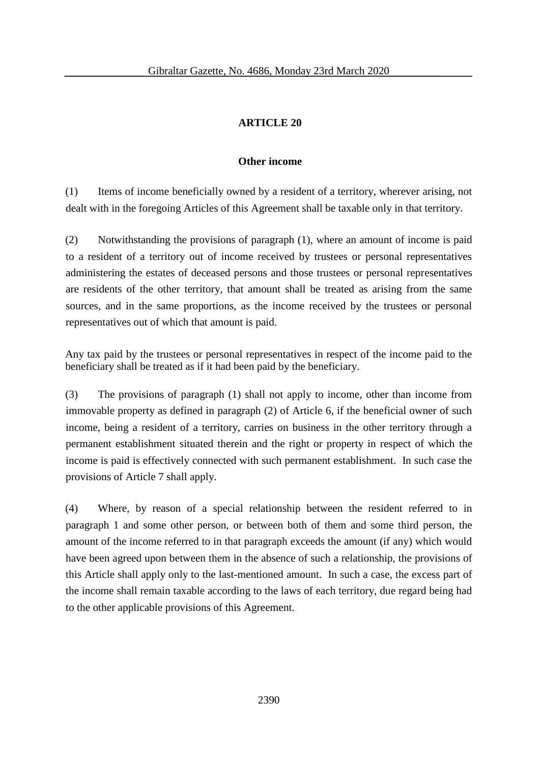## ARTICLE 20

### Other income

(1) Items of income beneficially owned by a resident of a territory, wherever arising, not dealt with in the foregoing Articles of this Agreement shall be taxable only in that territory.

(2) Notwithstanding the provisions of paragraph (1), where an amount of income is paid to a resident of a territory out of income received by trustees or personal representatives administering the estates of deceased persons and those trustees or personal representatives are residents of the other territory, that amount shall be treated as arising from the same sources, and in the same proportions, as the income received by the trustees or personal representatives out of which that amount is paid.

Any tax paid by the trustees or personal representatives in respect of the income paid to the beneficiary shall be treated as if it had been paid by the beneficiary.

(3) The provisions of paragraph (1) shall not apply to income, other than income from immovable property as defined in paragraph (2) of Article 6, if the beneficial owner of such income, being a resident of a territory, carries on business in the other territory through a permanent establishment situated therein and the right or property in respect of which the income is paid is effectively connected with such permanent establishment. In such case the provisions of Article 7 shall apply.

(4) Where, by reason of a special relationship between the resident referred to in paragraph 1 and some other person, or between both of them and some third person, the amount of the income referred to in that paragraph exceeds the amount (if any) which would have been agreed upon between them in the absence of such a relationship, the provisions of this Article shall apply only to the last-mentioned amount. In such a case, the excess part of the income shall remain taxable according to the laws of each territory, due regard being had to the other applicable provisions of this Agreement.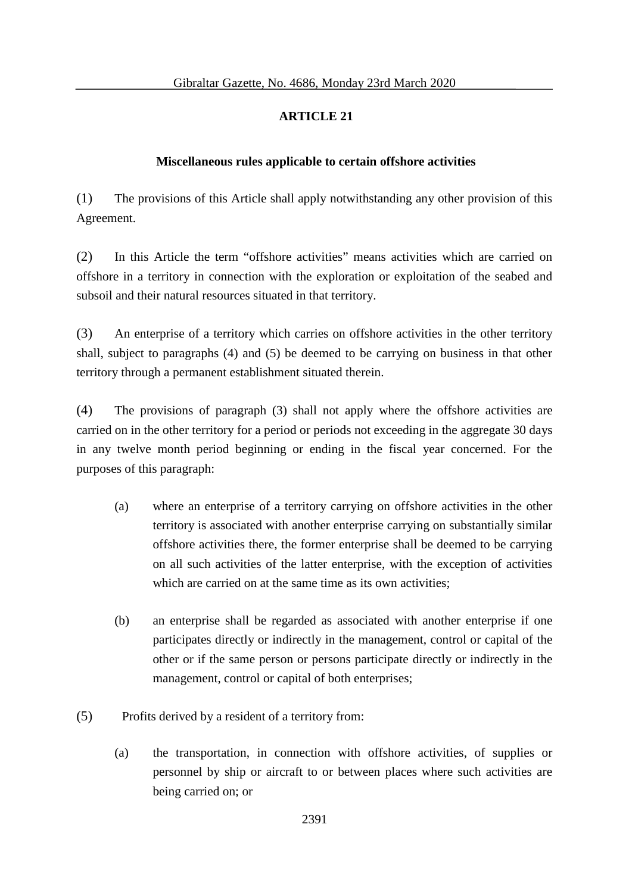## ARTICLE 21

### Miscellaneous rules applicable to certain offshore activities

(1) The provisions of this Article shall apply notwithstanding any other provision of this Agreement.

(2) In this Article the term "offshore activities" means activities which are carried on offshore in a territory in connection with the exploration or exploitation of the seabed and subsoil and their natural resources situated in that territory.

(3) An enterprise of a territory which carries on offshore activities in the other territory shall, subject to paragraphs (4) and (5) be deemed to be carrying on business in that other territory through a permanent establishment situated therein.

(4) The provisions of paragraph (3) shall not apply where the offshore activities are carried on in the other territory for a period or periods not exceeding in the aggregate 30 days in any twelve month period beginning or ending in the fiscal year concerned. For the purposes of this paragraph:

(a) where an enterprise of a territory carrying on offshore activities in the other territory is associated with another enterprise carrying on substantially similar offshore activities there, the former enterprise shall be deemed to be carrying on all such activities of the latter enterprise, with the exception of activities which are carried on at the same time as its own activities;

(b) an enterprise shall be regarded as associated with another enterprise if one participates directly or indirectly in the management, control or capital of the other or if the same person or persons participate directly or indirectly in the management, control or capital of both enterprises;

(5) Profits derived by a resident of a territory from:

(a) the transportation, in connection with offshore activities, of supplies or personnel by ship or aircraft to or between places where such activities are being carried on; or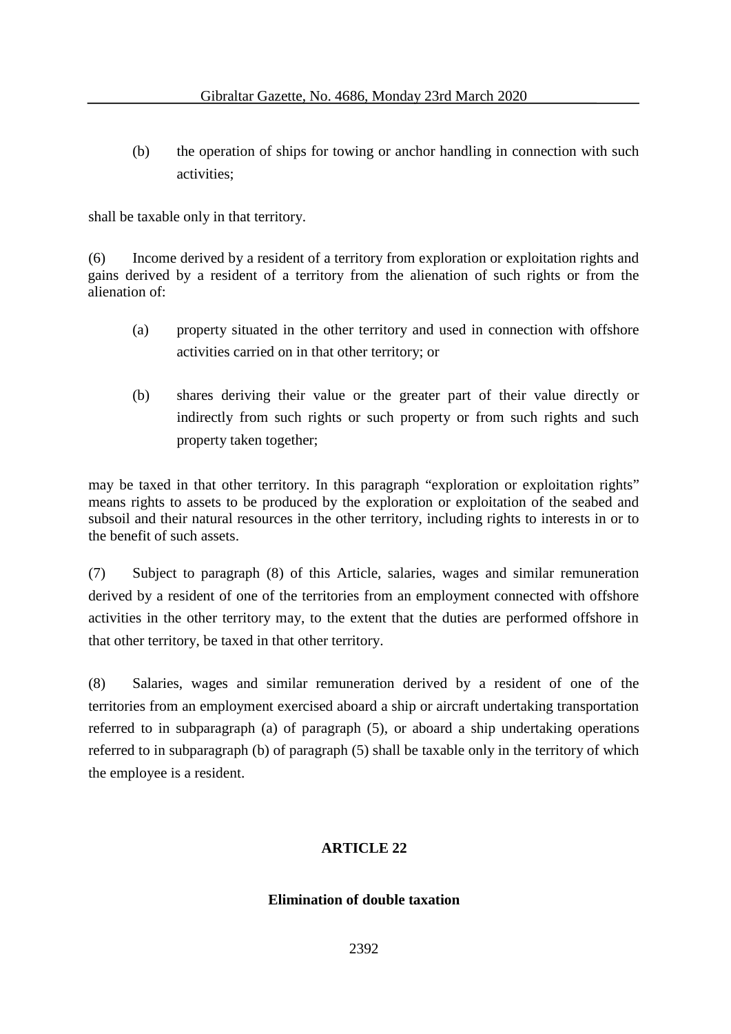(b) the operation of ships for towing or anchor handling in connection with such activities;

shall be taxable only in that territory.

(6) Income derived by a resident of a territory from exploration or exploitation rights and gains derived by a resident of a territory from the alienation of such rights or from the alienation of:

(a) property situated in the other territory and used in connection with offshore activities carried on in that other territory; or

(b) shares deriving their value or the greater part of their value directly or indirectly from such rights or such property or from such rights and such property taken together;

may be taxed in that other territory. In this paragraph "exploration or exploitation rights" means rights to assets to be produced by the exploration or exploitation of the seabed and subsoil and their natural resources in the other territory, including rights to interests in or to the benefit of such assets.

(7) Subject to paragraph (8) of this Article, salaries, wages and similar remuneration derived by a resident of one of the territories from an employment connected with offshore activities in the other territory may, to the extent that the duties are performed offshore in that other territory, be taxed in that other territory.

(8) Salaries, wages and similar remuneration derived by a resident of one of the territories from an employment exercised aboard a ship or aircraft undertaking transportation referred to in subparagraph (a) of paragraph (5), or aboard a ship undertaking operations referred to in subparagraph (b) of paragraph (5) shall be taxable only in the territory of which the employee is a resident.

## ARTICLE 22

### Elimination of double taxation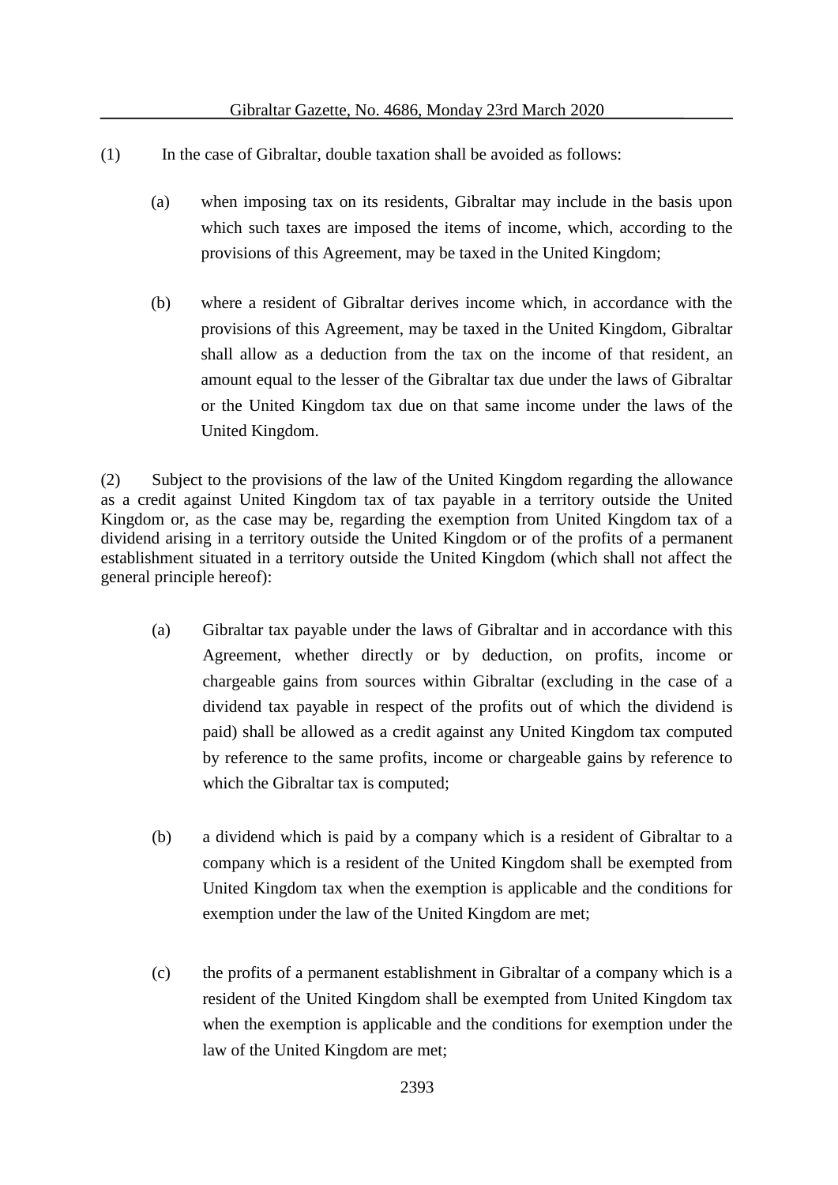(1) In the case of Gibraltar, double taxation shall be avoided as follows:

(a) when imposing tax on its residents, Gibraltar may include in the basis upon which such taxes are imposed the items of income, which, according to the provisions of this Agreement, may be taxed in the United Kingdom;

(b) where a resident of Gibraltar derives income which, in accordance with the provisions of this Agreement, may be taxed in the United Kingdom, Gibraltar shall allow as a deduction from the tax on the income of that resident, an amount equal to the lesser of the Gibraltar tax due under the laws of Gibraltar or the United Kingdom tax due on that same income under the laws of the United Kingdom.

(2) Subject to the provisions of the law of the United Kingdom regarding the allowance as a credit against United Kingdom tax of tax payable in a territory outside the United Kingdom or, as the case may be, regarding the exemption from United Kingdom tax of a dividend arising in a territory outside the United Kingdom or of the profits of a permanent establishment situated in a territory outside the United Kingdom (which shall not affect the general principle hereof):

(a) Gibraltar tax payable under the laws of Gibraltar and in accordance with this Agreement, whether directly or by deduction, on profits, income or chargeable gains from sources within Gibraltar (excluding in the case of a dividend tax payable in respect of the profits out of which the dividend is paid) shall be allowed as a credit against any United Kingdom tax computed by reference to the same profits, income or chargeable gains by reference to which the Gibraltar tax is computed;

(b) a dividend which is paid by a company which is a resident of Gibraltar to a company which is a resident of the United Kingdom shall be exempted from United Kingdom tax when the exemption is applicable and the conditions for exemption under the law of the United Kingdom are met;

(c) the profits of a permanent establishment in Gibraltar of a company which is a resident of the United Kingdom shall be exempted from United Kingdom tax when the exemption is applicable and the conditions for exemption under the law of the United Kingdom are met;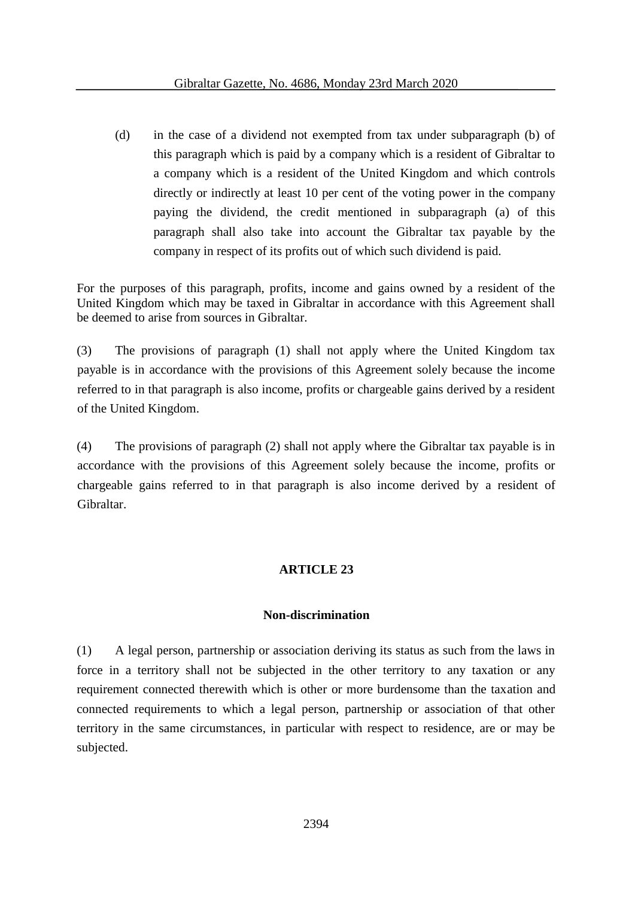(d) in the case of a dividend not exempted from tax under subparagraph (b) of this paragraph which is paid by a company which is a resident of Gibraltar to a company which is a resident of the United Kingdom and which controls directly or indirectly at least 10 per cent of the voting power in the company paying the dividend, the credit mentioned in subparagraph (a) of this paragraph shall also take into account the Gibraltar tax payable by the company in respect of its profits out of which such dividend is paid.

For the purposes of this paragraph, profits, income and gains owned by a resident of the United Kingdom which may be taxed in Gibraltar in accordance with this Agreement shall be deemed to arise from sources in Gibraltar.

(3) The provisions of paragraph (1) shall not apply where the United Kingdom tax payable is in accordance with the provisions of this Agreement solely because the income referred to in that paragraph is also income, profits or chargeable gains derived by a resident of the United Kingdom.

(4) The provisions of paragraph (2) shall not apply where the Gibraltar tax payable is in accordance with the provisions of this Agreement solely because the income, profits or chargeable gains referred to in that paragraph is also income derived by a resident of Gibraltar.

## ARTICLE 23

### Non-discrimination

(1) A legal person, partnership or association deriving its status as such from the laws in force in a territory shall not be subjected in the other territory to any taxation or any requirement connected therewith which is other or more burdensome than the taxation and connected requirements to which a legal person, partnership or association of that other territory in the same circumstances, in particular with respect to residence, are or may be subjected.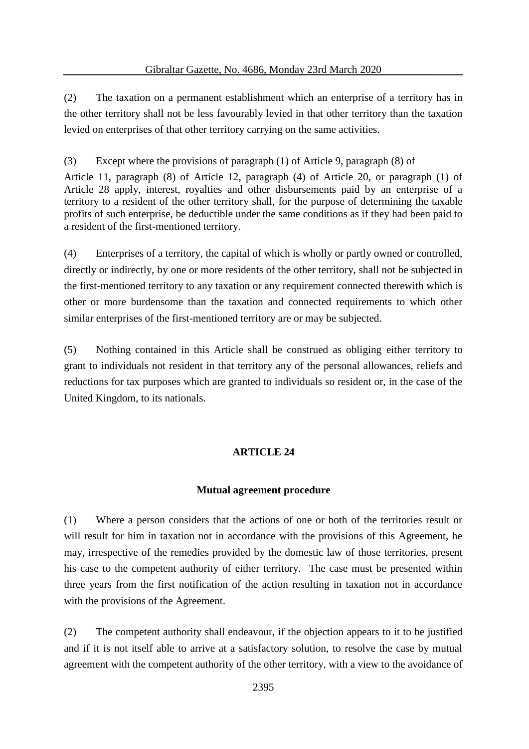(2) The taxation on a permanent establishment which an enterprise of a territory has in the other territory shall not be less favourably levied in that other territory than the taxation levied on enterprises of that other territory carrying on the same activities.

(3) Except where the provisions of paragraph (1) of Article 9, paragraph (8) of Article 11, paragraph (8) of Article 12, paragraph (4) of Article 20, or paragraph (1) of Article 28 apply, interest, royalties and other disbursements paid by an enterprise of a territory to a resident of the other territory shall, for the purpose of determining the taxable profits of such enterprise, be deductible under the same conditions as if they had been paid to a resident of the first-mentioned territory.

(4) Enterprises of a territory, the capital of which is wholly or partly owned or controlled, directly or indirectly, by one or more residents of the other territory, shall not be subjected in the first-mentioned territory to any taxation or any requirement connected therewith which is other or more burdensome than the taxation and connected requirements to which other similar enterprises of the first-mentioned territory are or may be subjected.

(5) Nothing contained in this Article shall be construed as obliging either territory to grant to individuals not resident in that territory any of the personal allowances, reliefs and reductions for tax purposes which are granted to individuals so resident or, in the case of the United Kingdom, to its nationals.

## ARTICLE 24

### Mutual agreement procedure

(1) Where a person considers that the actions of one or both of the territories result or will result for him in taxation not in accordance with the provisions of this Agreement, he may, irrespective of the remedies provided by the domestic law of those territories, present his case to the competent authority of either territory. The case must be presented within three years from the first notification of the action resulting in taxation not in accordance with the provisions of the Agreement.

(2) The competent authority shall endeavour, if the objection appears to it to be justified and if it is not itself able to arrive at a satisfactory solution, to resolve the case by mutual agreement with the competent authority of the other territory, with a view to the avoidance of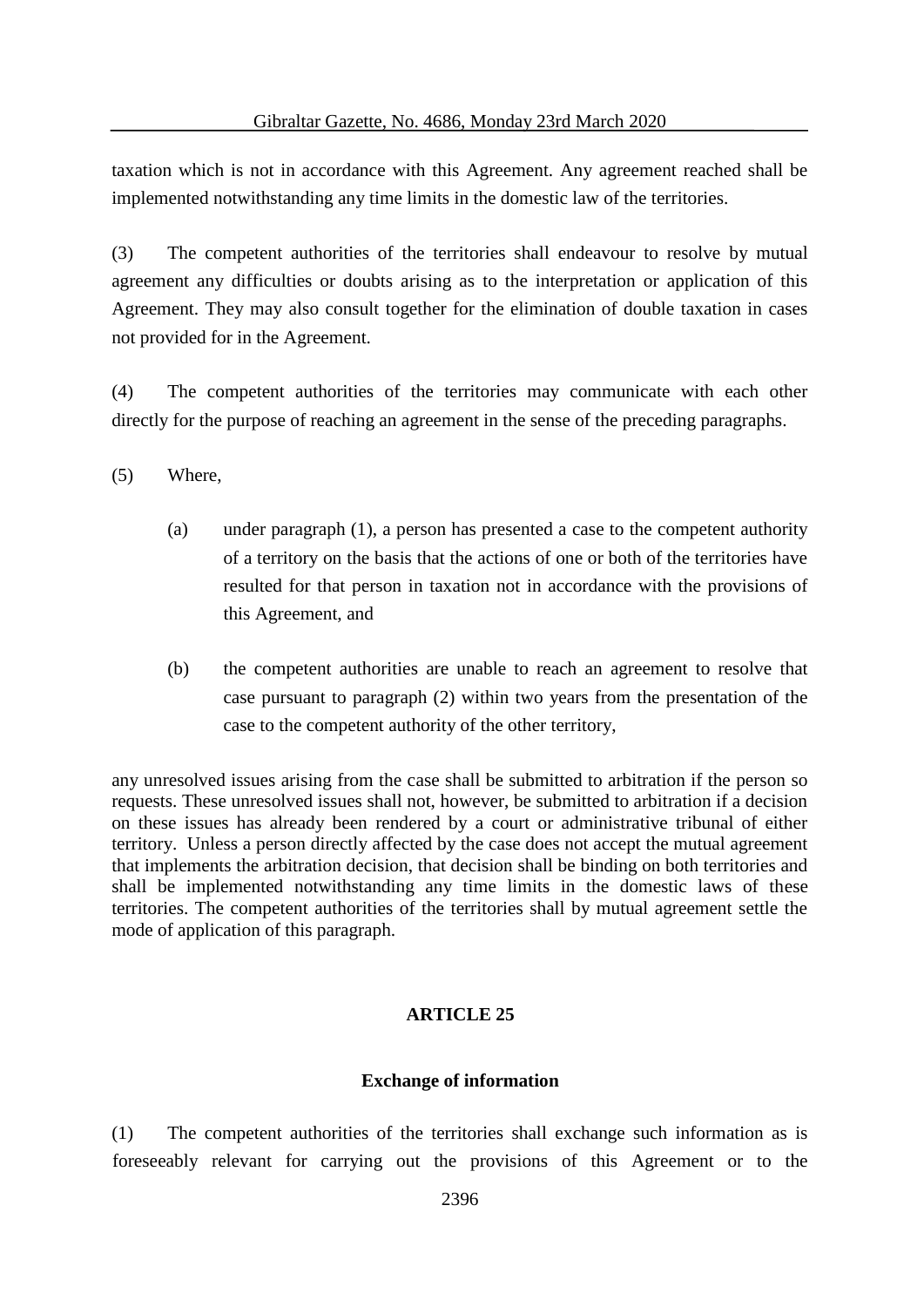taxation which is not in accordance with this Agreement. Any agreement reached shall be implemented notwithstanding any time limits in the domestic law of the territories.

(3) The competent authorities of the territories shall endeavour to resolve by mutual agreement any difficulties or doubts arising as to the interpretation or application of this Agreement. They may also consult together for the elimination of double taxation in cases not provided for in the Agreement.

(4) The competent authorities of the territories may communicate with each other directly for the purpose of reaching an agreement in the sense of the preceding paragraphs.

(5) Where,

(a) under paragraph (1), a person has presented a case to the competent authority of a territory on the basis that the actions of one or both of the territories have resulted for that person in taxation not in accordance with the provisions of this Agreement, and

(b) the competent authorities are unable to reach an agreement to resolve that case pursuant to paragraph (2) within two years from the presentation of the case to the competent authority of the other territory,

any unresolved issues arising from the case shall be submitted to arbitration if the person so requests. These unresolved issues shall not, however, be submitted to arbitration if a decision on these issues has already been rendered by a court or administrative tribunal of either territory. Unless a person directly affected by the case does not accept the mutual agreement that implements the arbitration decision, that decision shall be binding on both territories and shall be implemented notwithstanding any time limits in the domestic laws of these territories. The competent authorities of the territories shall by mutual agreement settle the mode of application of this paragraph.

## ARTICLE 25

### Exchange of information

(1) The competent authorities of the territories shall exchange such information as is foreseeably relevant for carrying out the provisions of this Agreement or to the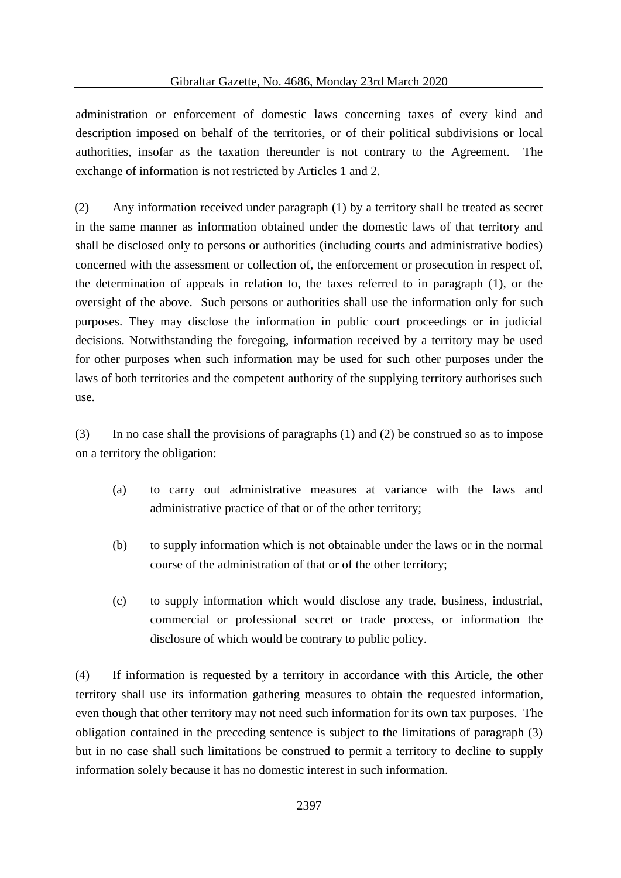administration or enforcement of domestic laws concerning taxes of every kind and description imposed on behalf of the territories, or of their political subdivisions or local authorities, insofar as the taxation thereunder is not contrary to the Agreement. The exchange of information is not restricted by Articles 1 and 2.

(2) Any information received under paragraph (1) by a territory shall be treated as secret in the same manner as information obtained under the domestic laws of that territory and shall be disclosed only to persons or authorities (including courts and administrative bodies) concerned with the assessment or collection of, the enforcement or prosecution in respect of, the determination of appeals in relation to, the taxes referred to in paragraph (1), or the oversight of the above. Such persons or authorities shall use the information only for such purposes. They may disclose the information in public court proceedings or in judicial decisions. Notwithstanding the foregoing, information received by a territory may be used for other purposes when such information may be used for such other purposes under the laws of both territories and the competent authority of the supplying territory authorises such use.

(3) In no case shall the provisions of paragraphs (1) and (2) be construed so as to impose on a territory the obligation:

(a) to carry out administrative measures at variance with the laws and administrative practice of that or of the other territory;

(b) to supply information which is not obtainable under the laws or in the normal course of the administration of that or of the other territory;

(c) to supply information which would disclose any trade, business, industrial, commercial or professional secret or trade process, or information the disclosure of which would be contrary to public policy.

(4) If information is requested by a territory in accordance with this Article, the other territory shall use its information gathering measures to obtain the requested information, even though that other territory may not need such information for its own tax purposes. The obligation contained in the preceding sentence is subject to the limitations of paragraph (3) but in no case shall such limitations be construed to permit a territory to decline to supply information solely because it has no domestic interest in such information.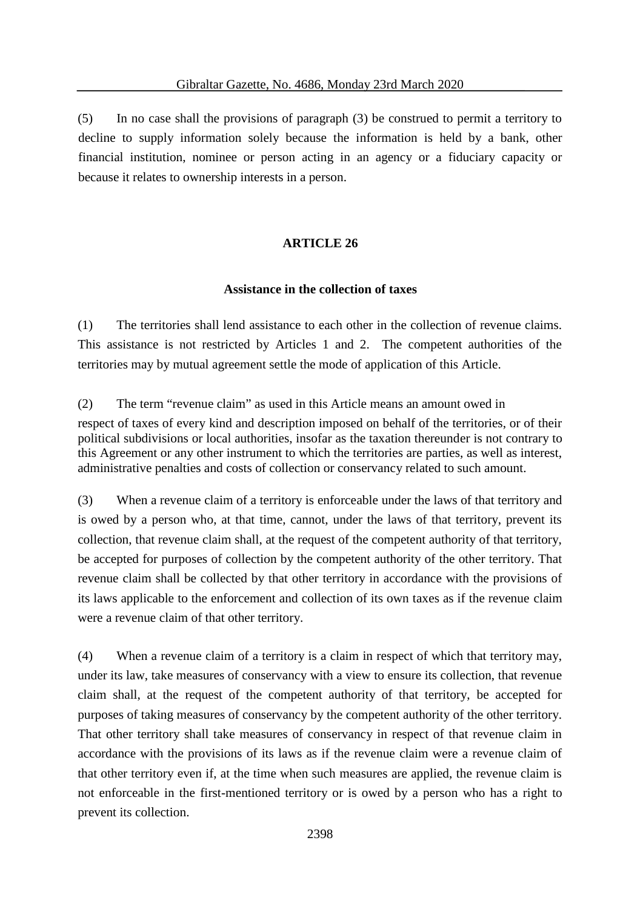(5) In no case shall the provisions of paragraph (3) be construed to permit a territory to decline to supply information solely because the information is held by a bank, other financial institution, nominee or person acting in an agency or a fiduciary capacity or because it relates to ownership interests in a person.

**ARTICLE 26**

**Assistance in the collection of taxes**

(1) The territories shall lend assistance to each other in the collection of revenue claims. This assistance is not restricted by Articles 1 and 2. The competent authorities of the territories may by mutual agreement settle the mode of application of this Article.

(2) The term "revenue claim" as used in this Article means an amount owed in respect of taxes of every kind and description imposed on behalf of the territories, or of their political subdivisions or local authorities, insofar as the taxation thereunder is not contrary to this Agreement or any other instrument to which the territories are parties, as well as interest, administrative penalties and costs of collection or conservancy related to such amount.

(3) When a revenue claim of a territory is enforceable under the laws of that territory and is owed by a person who, at that time, cannot, under the laws of that territory, prevent its collection, that revenue claim shall, at the request of the competent authority of that territory, be accepted for purposes of collection by the competent authority of the other territory. That revenue claim shall be collected by that other territory in accordance with the provisions of its laws applicable to the enforcement and collection of its own taxes as if the revenue claim were a revenue claim of that other territory.

(4) When a revenue claim of a territory is a claim in respect of which that territory may, under its law, take measures of conservancy with a view to ensure its collection, that revenue claim shall, at the request of the competent authority of that territory, be accepted for purposes of taking measures of conservancy by the competent authority of the other territory. That other territory shall take measures of conservancy in respect of that revenue claim in accordance with the provisions of its laws as if the revenue claim were a revenue claim of that other territory even if, at the time when such measures are applied, the revenue claim is not enforceable in the first-mentioned territory or is owed by a person who has a right to prevent its collection.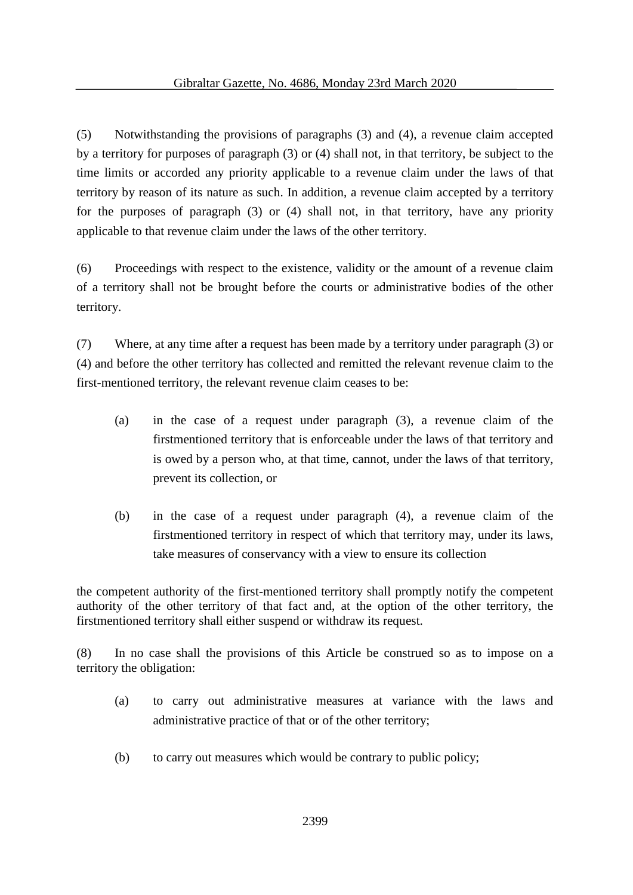(5) Notwithstanding the provisions of paragraphs (3) and (4), a revenue claim accepted by a territory for purposes of paragraph (3) or (4) shall not, in that territory, be subject to the time limits or accorded any priority applicable to a revenue claim under the laws of that territory by reason of its nature as such. In addition, a revenue claim accepted by a territory for the purposes of paragraph (3) or (4) shall not, in that territory, have any priority applicable to that revenue claim under the laws of the other territory.

(6) Proceedings with respect to the existence, validity or the amount of a revenue claim of a territory shall not be brought before the courts or administrative bodies of the other territory.

(7) Where, at any time after a request has been made by a territory under paragraph (3) or (4) and before the other territory has collected and remitted the relevant revenue claim to the first-mentioned territory, the relevant revenue claim ceases to be:

(a) in the case of a request under paragraph (3), a revenue claim of the firstmentioned territory that is enforceable under the laws of that territory and is owed by a person who, at that time, cannot, under the laws of that territory, prevent its collection, or

(b) in the case of a request under paragraph (4), a revenue claim of the firstmentioned territory in respect of which that territory may, under its laws, take measures of conservancy with a view to ensure its collection

the competent authority of the first-mentioned territory shall promptly notify the competent authority of the other territory of that fact and, at the option of the other territory, the firstmentioned territory shall either suspend or withdraw its request.

(8) In no case shall the provisions of this Article be construed so as to impose on a territory the obligation:

(a) to carry out administrative measures at variance with the laws and administrative practice of that or of the other territory;

(b) to carry out measures which would be contrary to public policy;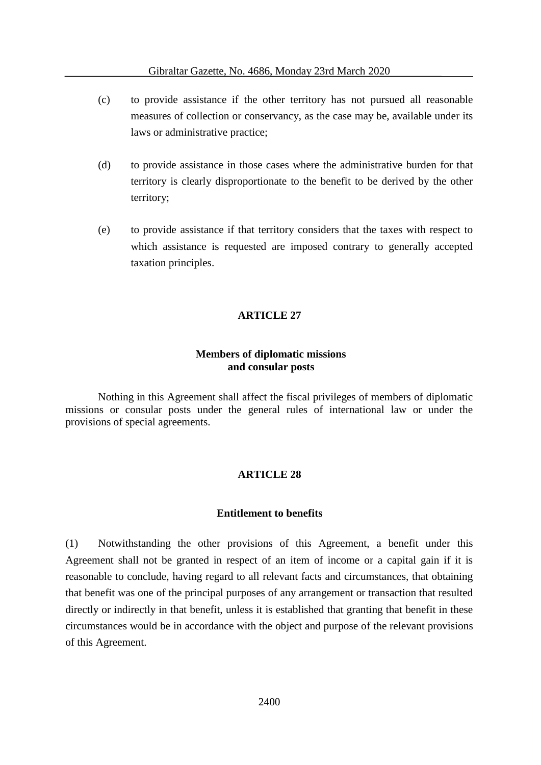(c) to provide assistance if the other territory has not pursued all reasonable measures of collection or conservancy, as the case may be, available under its laws or administrative practice;

(d) to provide assistance in those cases where the administrative burden for that territory is clearly disproportionate to the benefit to be derived by the other territory;

(e) to provide assistance if that territory considers that the taxes with respect to which assistance is requested are imposed contrary to generally accepted taxation principles.

**ARTICLE 27**

**Members of diplomatic missions and consular posts**

Nothing in this Agreement shall affect the fiscal privileges of members of diplomatic missions or consular posts under the general rules of international law or under the provisions of special agreements.

**ARTICLE 28**

**Entitlement to benefits**

(1) Notwithstanding the other provisions of this Agreement, a benefit under this Agreement shall not be granted in respect of an item of income or a capital gain if it is reasonable to conclude, having regard to all relevant facts and circumstances, that obtaining that benefit was one of the principal purposes of any arrangement or transaction that resulted directly or indirectly in that benefit, unless it is established that granting that benefit in these circumstances would be in accordance with the object and purpose of the relevant provisions of this Agreement.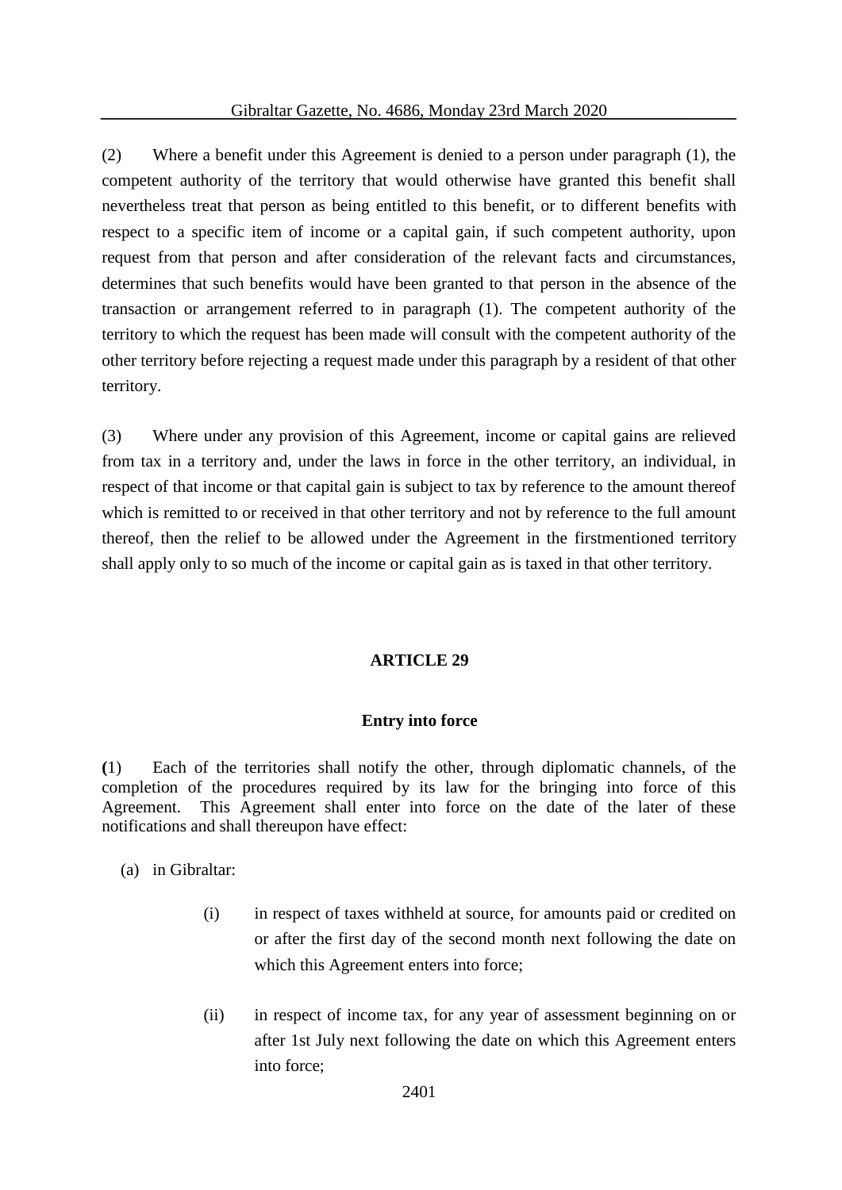(2) Where a benefit under this Agreement is denied to a person under paragraph (1), the competent authority of the territory that would otherwise have granted this benefit shall nevertheless treat that person as being entitled to this benefit, or to different benefits with respect to a specific item of income or a capital gain, if such competent authority, upon request from that person and after consideration of the relevant facts and circumstances, determines that such benefits would have been granted to that person in the absence of the transaction or arrangement referred to in paragraph (1). The competent authority of the territory to which the request has been made will consult with the competent authority of the other territory before rejecting a request made under this paragraph by a resident of that other territory.

(3) Where under any provision of this Agreement, income or capital gains are relieved from tax in a territory and, under the laws in force in the other territory, an individual, in respect of that income or that capital gain is subject to tax by reference to the amount thereof which is remitted to or received in that other territory and not by reference to the full amount thereof, then the relief to be allowed under the Agreement in the firstmentioned territory shall apply only to so much of the income or capital gain as is taxed in that other territory.

**ARTICLE 29**

**Entry into force**

(1) Each of the territories shall notify the other, through diplomatic channels, of the completion of the procedures required by its law for the bringing into force of this Agreement. This Agreement shall enter into force on the date of the later of these notifications and shall thereupon have effect:

(a) in Gibraltar:

(i) in respect of taxes withheld at source, for amounts paid or credited on or after the first day of the second month next following the date on which this Agreement enters into force;

(ii) in respect of income tax, for any year of assessment beginning on or after 1st July next following the date on which this Agreement enters into force;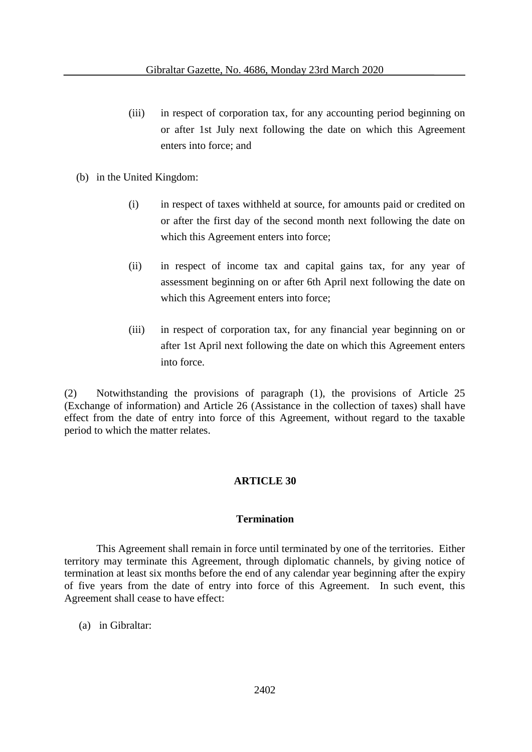(iii) in respect of corporation tax, for any accounting period beginning on or after 1st July next following the date on which this Agreement enters into force; and

(b) in the United Kingdom:

(i) in respect of taxes withheld at source, for amounts paid or credited on or after the first day of the second month next following the date on which this Agreement enters into force;

(ii) in respect of income tax and capital gains tax, for any year of assessment beginning on or after 6th April next following the date on which this Agreement enters into force;

(iii) in respect of corporation tax, for any financial year beginning on or after 1st April next following the date on which this Agreement enters into force.

(2) Notwithstanding the provisions of paragraph (1), the provisions of Article 25 (Exchange of information) and Article 26 (Assistance in the collection of taxes) shall have effect from the date of entry into force of this Agreement, without regard to the taxable period to which the matter relates.

**ARTICLE 30**

**Termination**

This Agreement shall remain in force until terminated by one of the territories. Either territory may terminate this Agreement, through diplomatic channels, by giving notice of termination at least six months before the end of any calendar year beginning after the expiry of five years from the date of entry into force of this Agreement. In such event, this Agreement shall cease to have effect:

(a) in Gibraltar: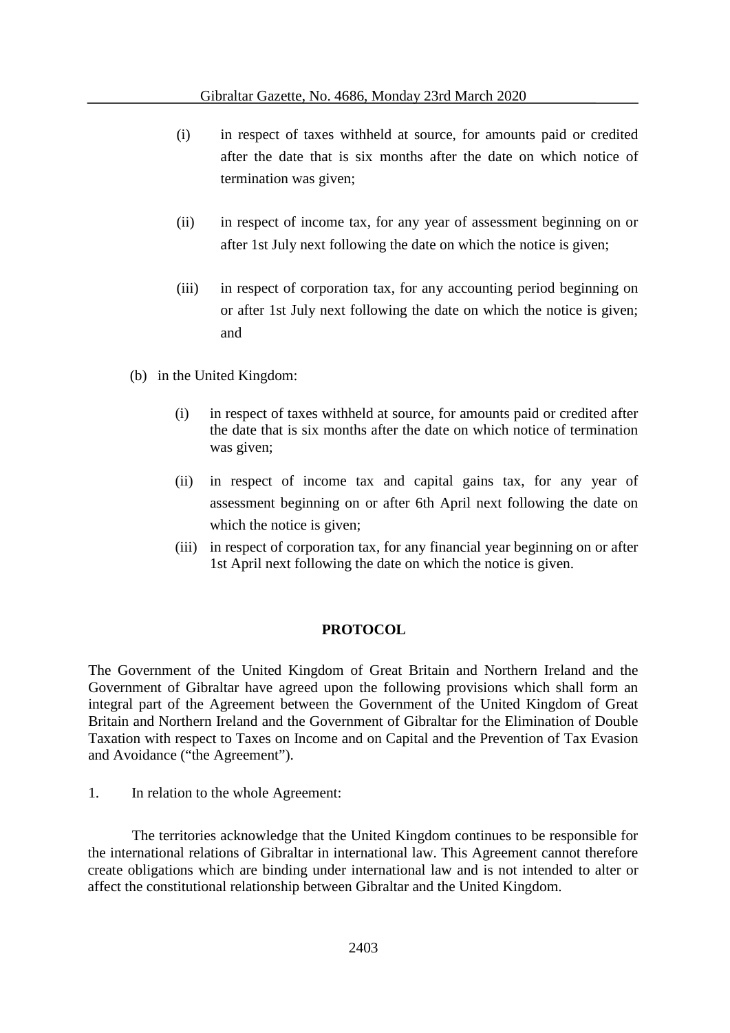(i) in respect of taxes withheld at source, for amounts paid or credited after the date that is six months after the date on which notice of termination was given;

(ii) in respect of income tax, for any year of assessment beginning on or after 1st July next following the date on which the notice is given;

(iii) in respect of corporation tax, for any accounting period beginning on or after 1st July next following the date on which the notice is given; and

(b) in the United Kingdom:

(i) in respect of taxes withheld at source, for amounts paid or credited after the date that is six months after the date on which notice of termination was given;

(ii) in respect of income tax and capital gains tax, for any year of assessment beginning on or after 6th April next following the date on which the notice is given;

(iii) in respect of corporation tax, for any financial year beginning on or after 1st April next following the date on which the notice is given.

## PROTOCOL

The Government of the United Kingdom of Great Britain and Northern Ireland and the Government of Gibraltar have agreed upon the following provisions which shall form an integral part of the Agreement between the Government of the United Kingdom of Great Britain and Northern Ireland and the Government of Gibraltar for the Elimination of Double Taxation with respect to Taxes on Income and on Capital and the Prevention of Tax Evasion and Avoidance ("the Agreement").

1. In relation to the whole Agreement:

The territories acknowledge that the United Kingdom continues to be responsible for the international relations of Gibraltar in international law. This Agreement cannot therefore create obligations which are binding under international law and is not intended to alter or affect the constitutional relationship between Gibraltar and the United Kingdom.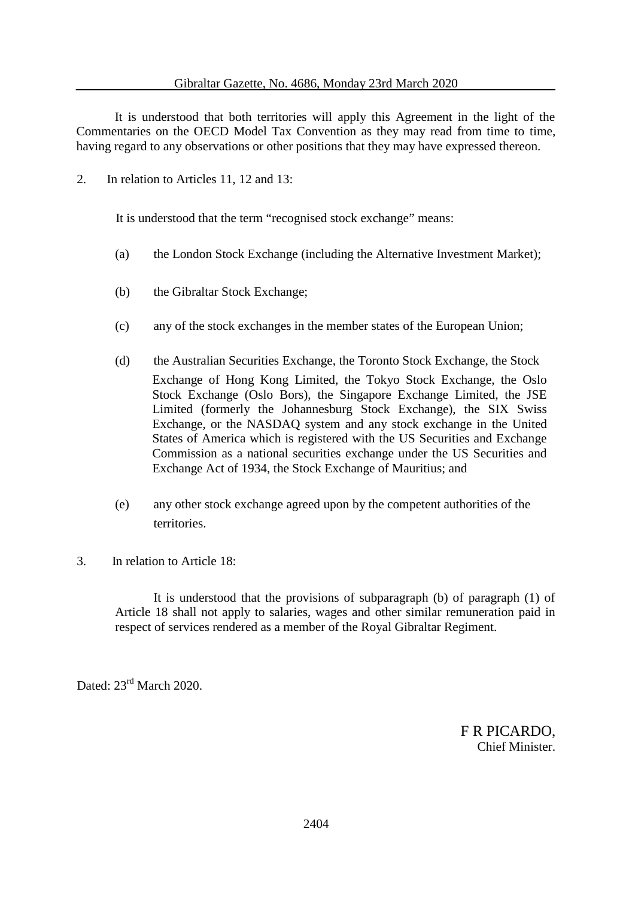It is understood that both territories will apply this Agreement in the light of the Commentaries on the OECD Model Tax Convention as they may read from time to time, having regard to any observations or other positions that they may have expressed thereon.

2. In relation to Articles 11, 12 and 13:

It is understood that the term "recognised stock exchange" means:

(a) the London Stock Exchange (including the Alternative Investment Market);

(b) the Gibraltar Stock Exchange;

(c) any of the stock exchanges in the member states of the European Union;

(d) the Australian Securities Exchange, the Toronto Stock Exchange, the Stock Exchange of Hong Kong Limited, the Tokyo Stock Exchange, the Oslo Stock Exchange (Oslo Bors), the Singapore Exchange Limited, the JSE Limited (formerly the Johannesburg Stock Exchange), the SIX Swiss Exchange, or the NASDAQ system and any stock exchange in the United States of America which is registered with the US Securities and Exchange Commission as a national securities exchange under the US Securities and Exchange Act of 1934, the Stock Exchange of Mauritius; and

(e) any other stock exchange agreed upon by the competent authorities of the territories.

3. In relation to Article 18:

It is understood that the provisions of subparagraph (b) of paragraph (1) of Article 18 shall not apply to salaries, wages and other similar remuneration paid in respect of services rendered as a member of the Royal Gibraltar Regiment.

Dated: 23rd March 2020.

F R PICARDO,
Chief Minister.